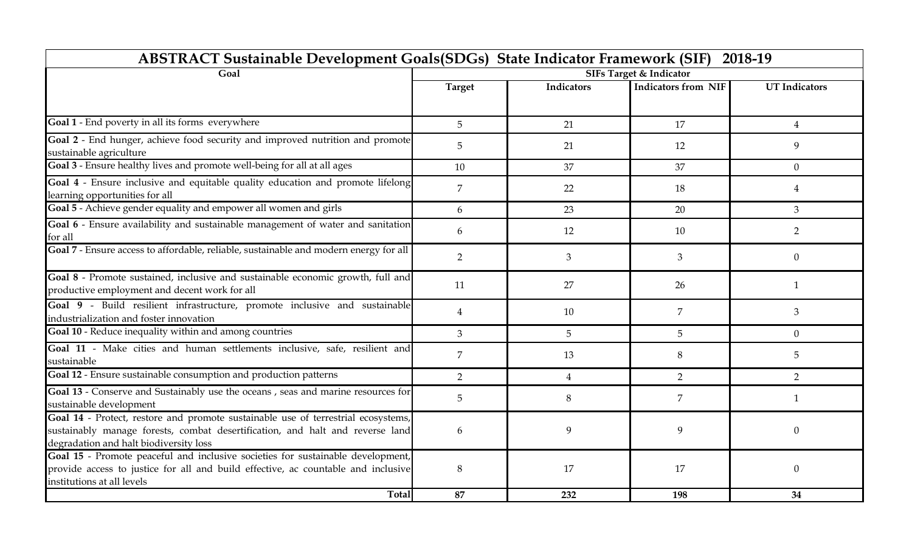| ABSTRACT Sustainable Development Goals(SDGs) State Indicator Framework (SIF) 2018-19 | | | | |
|---|---|---|---|---|
| **Goal** | **SIFs Target & Indicator** | | | |
| | **Target** | **Indicators** | **Indicators from NIF** | **UT Indicators** |
| **Goal 1** - End poverty in all its forms everywhere | 5 | 21 | 17 | 4 |
| **Goal 2** - End hunger, achieve food security and improved nutrition and promote sustainable agriculture | 5 | 21 | 12 | 9 |
| **Goal 3** - Ensure healthy lives and promote well-being for all at all ages | 10 | 37 | 37 | 0 |
| **Goal 4** - Ensure inclusive and equitable quality education and promote lifelong learning opportunities for all | 7 | 22 | 18 | 4 |
| **Goal 5** - Achieve gender equality and empower all women and girls | 6 | 23 | 20 | 3 |
| **Goal 6** - Ensure availability and sustainable management of water and sanitation for all | 6 | 12 | 10 | 2 |
| **Goal 7** - Ensure access to affordable, reliable, sustainable and modern energy for all | 2 | 3 | 3 | 0 |
| **Goal 8** - Promote sustained, inclusive and sustainable economic growth, full and productive employment and decent work for all | 11 | 27 | 26 | 1 |
| **Goal 9** - Build resilient infrastructure, promote inclusive and sustainable industrialization and foster innovation | 4 | 10 | 7 | 3 |
| **Goal 10** - Reduce inequality within and among countries | 3 | 5 | 5 | 0 |
| **Goal 11** - Make cities and human settlements inclusive, safe, resilient and sustainable | 7 | 13 | 8 | 5 |
| **Goal 12** - Ensure sustainable consumption and production patterns | 2 | 4 | 2 | 2 |
| **Goal 13** - Conserve and Sustainably use the oceans , seas and marine resources for sustainable development | 5 | 8 | 7 | 1 |
| **Goal 14** - Protect, restore and promote sustainable use of terrestrial ecosystems, sustainably manage forests, combat desertification, and halt and reverse land degradation and halt biodiversity loss | 6 | 9 | 9 | 0 |
| **Goal 15** - Promote peaceful and inclusive societies for sustainable development, provide access to justice for all and build effective, ac countable and inclusive institutions at all levels | 8 | 17 | 17 | 0 |
| **Total** | **87** | **232** | **198** | **34** |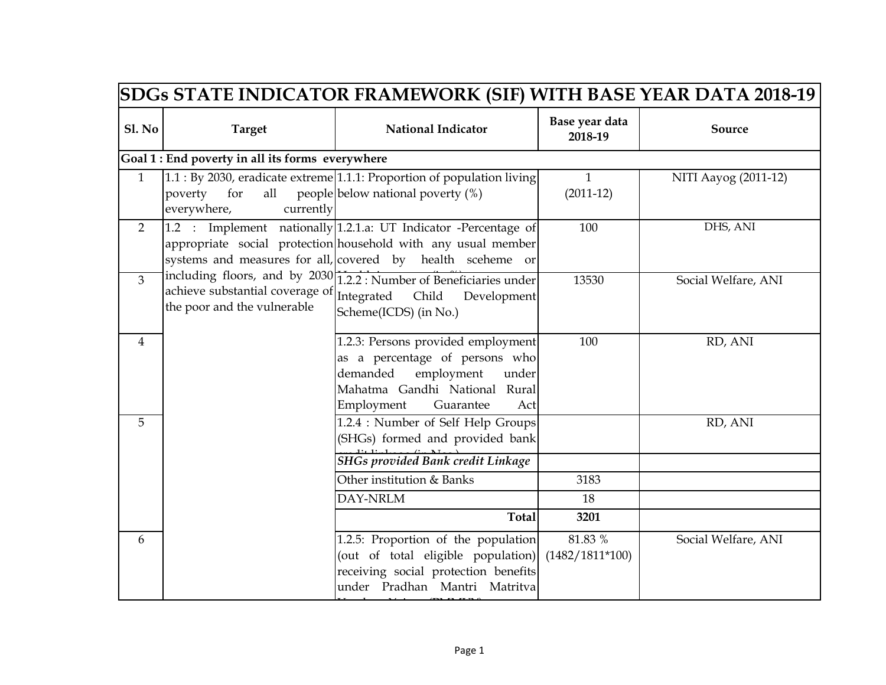# SDGs STATE INDICATOR FRAMEWORK (SIF) WITH BASE YEAR DATA 2018-19

| Sl. No | Target | National Indicator | Base year data 2018-19 | Source |
|---|---|---|---|---|
| **Goal 1 : End poverty in all its forms everywhere** | | | | |
| 1 | 1.1 : By 2030, eradicate extreme poverty for all people everywhere, currently | 1.1.1: Proportion of population living below national poverty (%) | 1 (2011-12) | NITI Aayog (2011-12) |
| 2 | 1.2 : Implement nationally appropriate social protection systems and measures for all, including floors, and by 2030 achieve substantial coverage of the poor and the vulnerable | 1.2.1.a: UT Indicator -Percentage of household with any usual member covered by health sceheme or | 100 | DHS, ANI |
| 3 | | 1.2.2 : Number of Beneficiaries under Integrated Child Development Scheme(ICDS) (in No.) | 13530 | Social Welfare, ANI |
| 4 | | 1.2.3: Persons provided employment as a percentage of persons who demanded employment under Mahatma Gandhi National Rural Employment Guarantee Act | 100 | RD, ANI |
| 5 | | 1.2.4 : Number of Self Help Groups (SHGs) formed and provided bank | | RD, ANI |
| | | ***SHGs provided Bank credit Linkage*** | | |
| | | Other institution & Banks | 3183 | |
| | | DAY-NRLM | 18 | |
| | | **Total** | **3201** | |
| 6 | | 1.2.5: Proportion of the population (out of total eligible population) receiving social protection benefits under Pradhan Mantri Matritva | 81.83 % (1482/1811*100) | Social Welfare, ANI |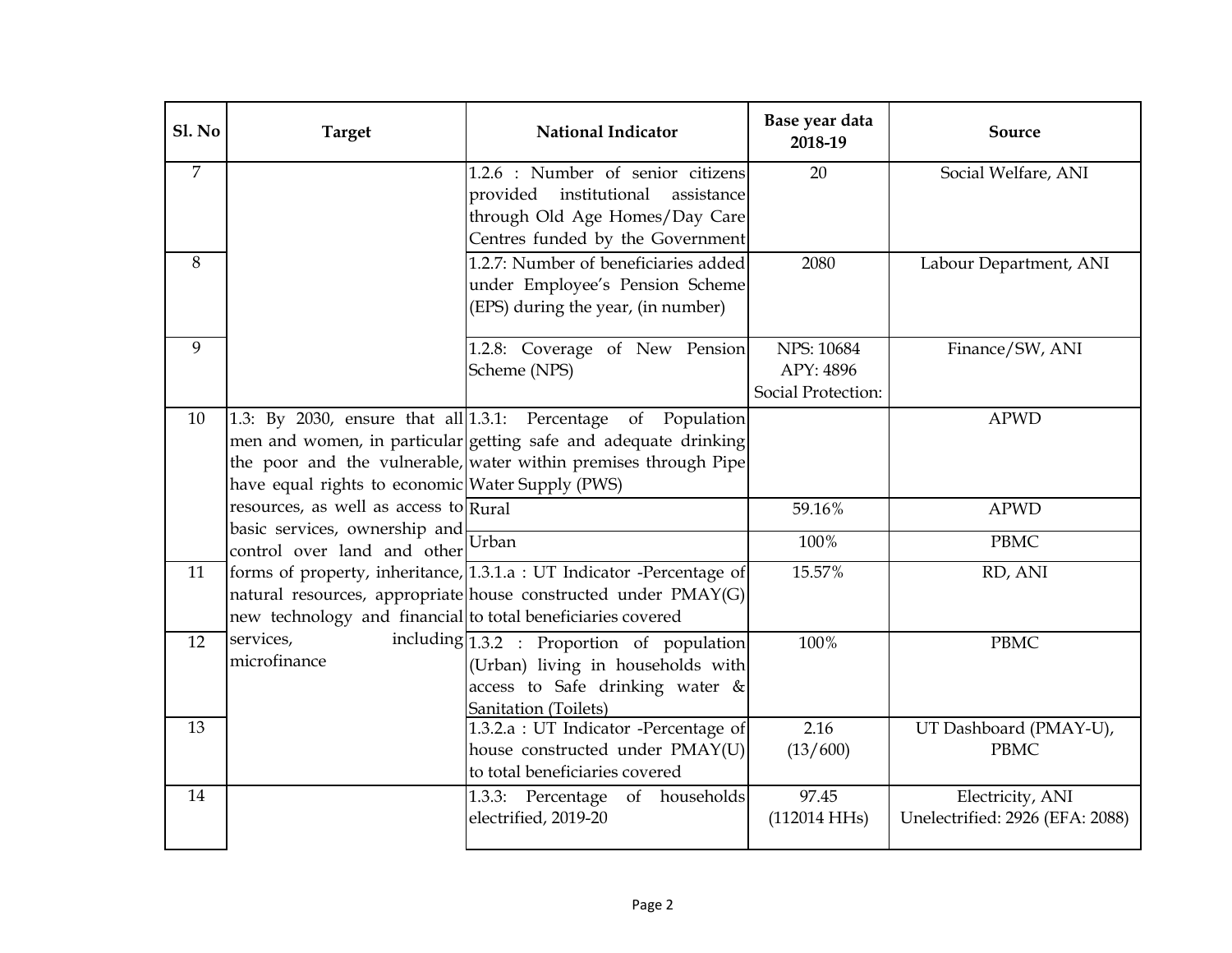| Sl. No | Target | National Indicator | Base year data 2018-19 | Source |
|---|---|---|---|---|
| 7 | | 1.2.6 : Number of senior citizens provided institutional assistance through Old Age Homes/Day Care Centres funded by the Government | 20 | Social Welfare, ANI |
| 8 | | 1.2.7: Number of beneficiaries added under Employee's Pension Scheme (EPS) during the year, (in number) | 2080 | Labour Department, ANI |
| 9 | | 1.2.8: Coverage of New Pension Scheme (NPS) | NPS: 10684<br>APY: 4896<br>Social Protection: | Finance/SW, ANI |
| 10 | 1.3: By 2030, ensure that all men and women, in particular the poor and the vulnerable, have equal rights to economic resources, as well as access to basic services, ownership and control over land and other forms of property, inheritance, natural resources, appropriate new technology and financial services, including microfinance | 1.3.1: Percentage of Population getting safe and adequate drinking water within premises through Pipe Water Supply (PWS) | | APWD |
| | | Rural | 59.16% | APWD |
| | | Urban | 100% | PBMC |
| 11 | | 1.3.1.a : UT Indicator -Percentage of house constructed under PMAY(G) to total beneficiaries covered | 15.57% | RD, ANI |
| 12 | | 1.3.2 : Proportion of population (Urban) living in households with access to Safe drinking water & Sanitation (Toilets) | 100% | PBMC |
| 13 | | 1.3.2.a : UT Indicator -Percentage of house constructed under PMAY(U) to total beneficiaries covered | 2.16<br>(13/600) | UT Dashboard (PMAY-U), PBMC |
| 14 | | 1.3.3: Percentage of households electrified, 2019-20 | 97.45<br>(112014 HHs) | Electricity, ANI<br>Unelectrified: 2926 (EFA: 2088) |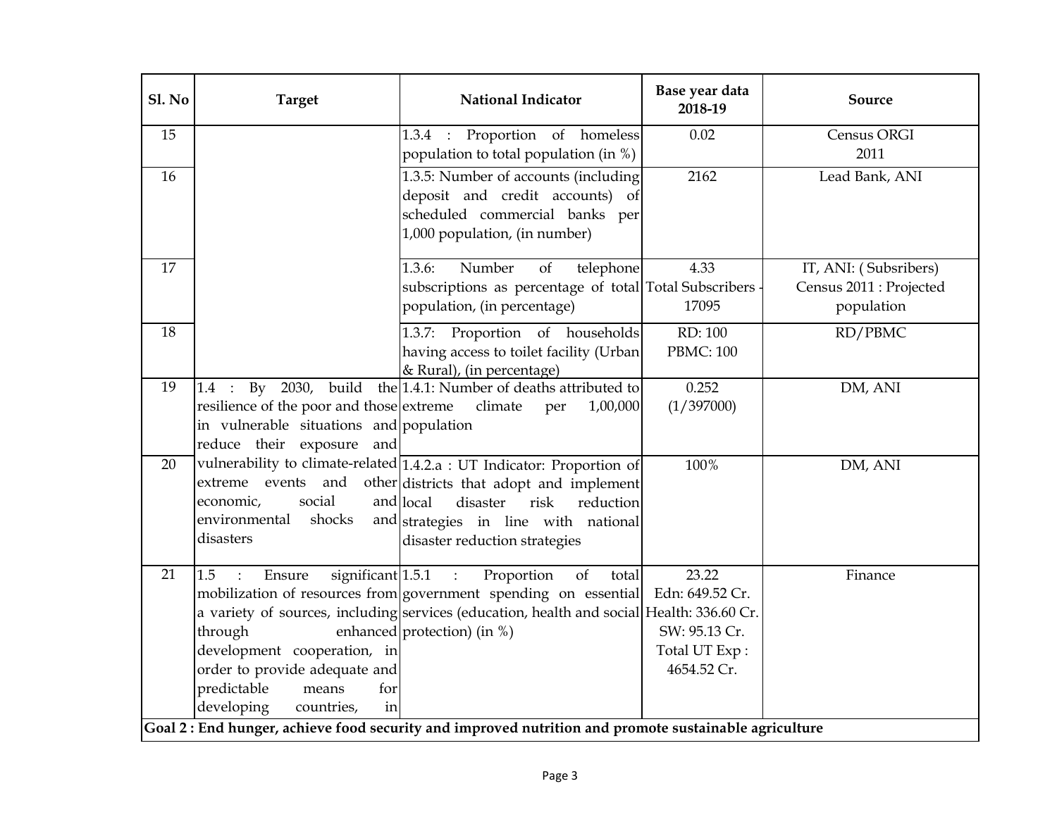| Sl. No | Target | National Indicator | Base year data 2018-19 | Source |
|---|---|---|---|---|
| 15 | | 1.3.4 : Proportion of homeless population to total population (in %) | 0.02 | Census ORGI 2011 |
| 16 | | 1.3.5: Number of accounts (including deposit and credit accounts) of scheduled commercial banks per 1,000 population, (in number) | 2162 | Lead Bank, ANI |
| 17 | | 1.3.6: Number of telephone subscriptions as percentage of total population, (in percentage) | 4.33 Total Subscribers - 17095 | IT, ANI: ( Subsribers) Census 2011 : Projected population |
| 18 | | 1.3.7: Proportion of households having access to toilet facility (Urban & Rural), (in percentage) | RD: 100 PBMC: 100 | RD/PBMC |
| 19 | 1.4 : By 2030, build the resilience of the poor and those in vulnerable situations and reduce their exposure and vulnerability to climate-related extreme events and other economic, social and environmental shocks and disasters | 1.4.1: Number of deaths attributed to extreme climate per 1,00,000 population | 0.252 (1/397000) | DM, ANI |
| 20 | | 1.4.2.a : UT Indicator: Proportion of districts that adopt and implement local disaster risk reduction strategies in line with national disaster reduction strategies | 100% | DM, ANI |
| 21 | 1.5 : Ensure significant mobilization of resources from a variety of sources, including through enhanced development cooperation, in order to provide adequate and predictable means for developing countries, in | 1.5.1 : Proportion of total government spending on essential services (education, health and social protection) (in %) | 23.22 Edn: 649.52 Cr. Health: 336.60 Cr. SW: 95.13 Cr. Total UT Exp : 4654.52 Cr. | Finance |
| **Goal 2 : End hunger, achieve food security and improved nutrition and promote sustainable agriculture** | | | | |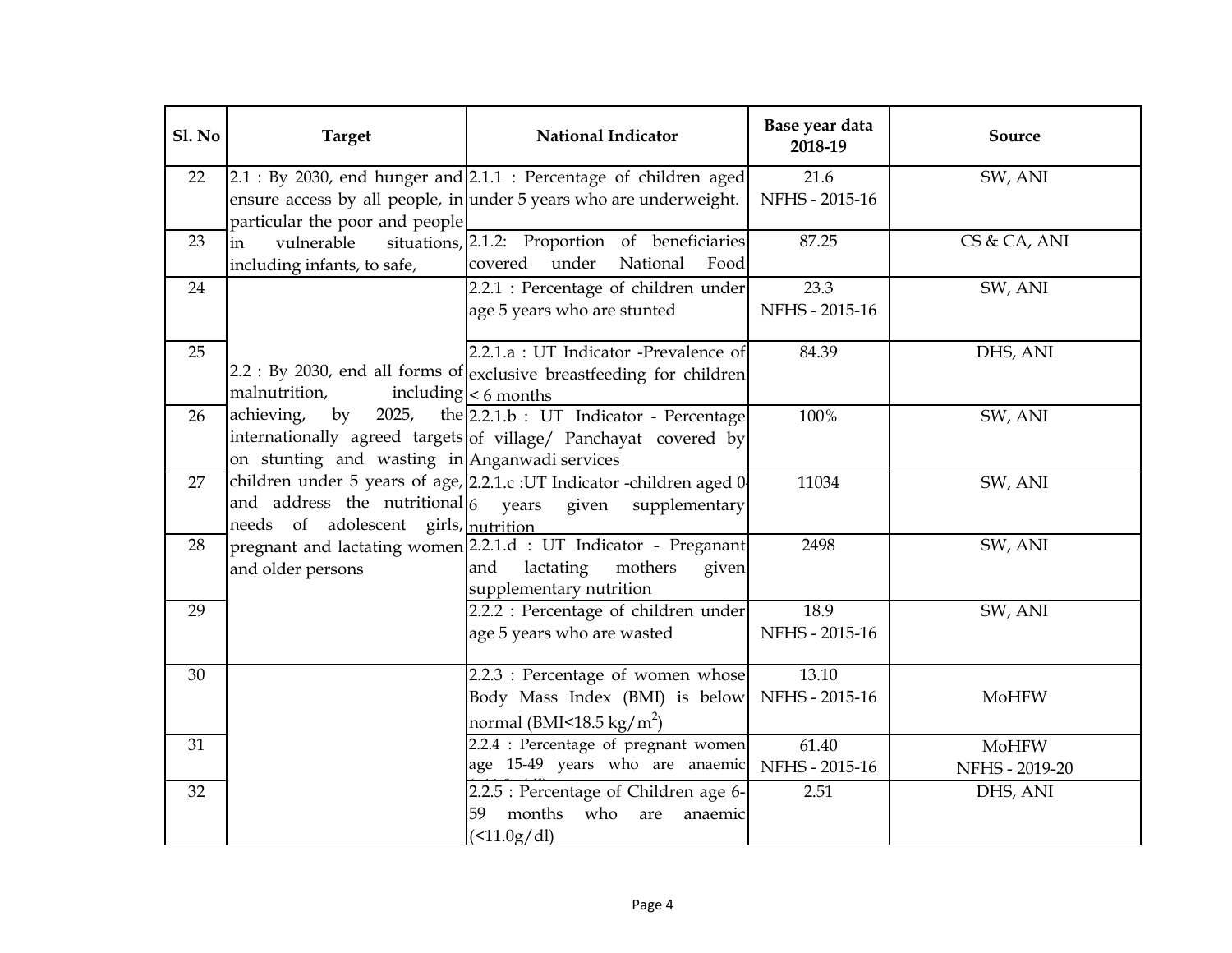| Sl. No | Target | National Indicator | Base year data 2018-19 | Source |
|---|---|---|---|---|
| 22 | 2.1 : By 2030, end hunger and ensure access by all people, in particular the poor and people in vulnerable situations, including infants, to safe, | 2.1.1 : Percentage of children aged under 5 years who are underweight. | 21.6 NFHS - 2015-16 | SW, ANI |
| 23 | | 2.1.2: Proportion of beneficiaries covered under National Food | 87.25 | CS & CA, ANI |
| 24 | 2.2 : By 2030, end all forms of malnutrition, including achieving, by 2025, the internationally agreed targets on stunting and wasting in children under 5 years of age, and address the nutritional needs of adolescent girls, pregnant and lactating women and older persons | 2.2.1 : Percentage of children under age 5 years who are stunted | 23.3 NFHS - 2015-16 | SW, ANI |
| 25 | | 2.2.1.a : UT Indicator -Prevalence of exclusive breastfeeding for children < 6 months | 84.39 | DHS, ANI |
| 26 | | 2.2.1.b : UT Indicator - Percentage of village/ Panchayat covered by Anganwadi services | 100% | SW, ANI |
| 27 | | 2.2.1.c :UT Indicator -children aged 0-6 years given supplementary nutrition | 11034 | SW, ANI |
| 28 | | 2.2.1.d : UT Indicator - Preganant and lactating mothers given supplementary nutrition | 2498 | SW, ANI |
| 29 | | 2.2.2 : Percentage of children under age 5 years who are wasted | 18.9 NFHS - 2015-16 | SW, ANI |
| 30 | | 2.2.3 : Percentage of women whose Body Mass Index (BMI) is below normal (BMI<18.5 $kg/m^2$) | 13.10 NFHS - 2015-16 | MoHFW |
| 31 | | 2.2.4 : Percentage of pregnant women age 15-49 years who are anaemic | 61.40 NFHS - 2015-16 | MoHFW NFHS - 2019-20 |
| 32 | | 2.2.5 : Percentage of Children age 6-59 months who are anaemic (<11.0g/dl) | 2.51 | DHS, ANI |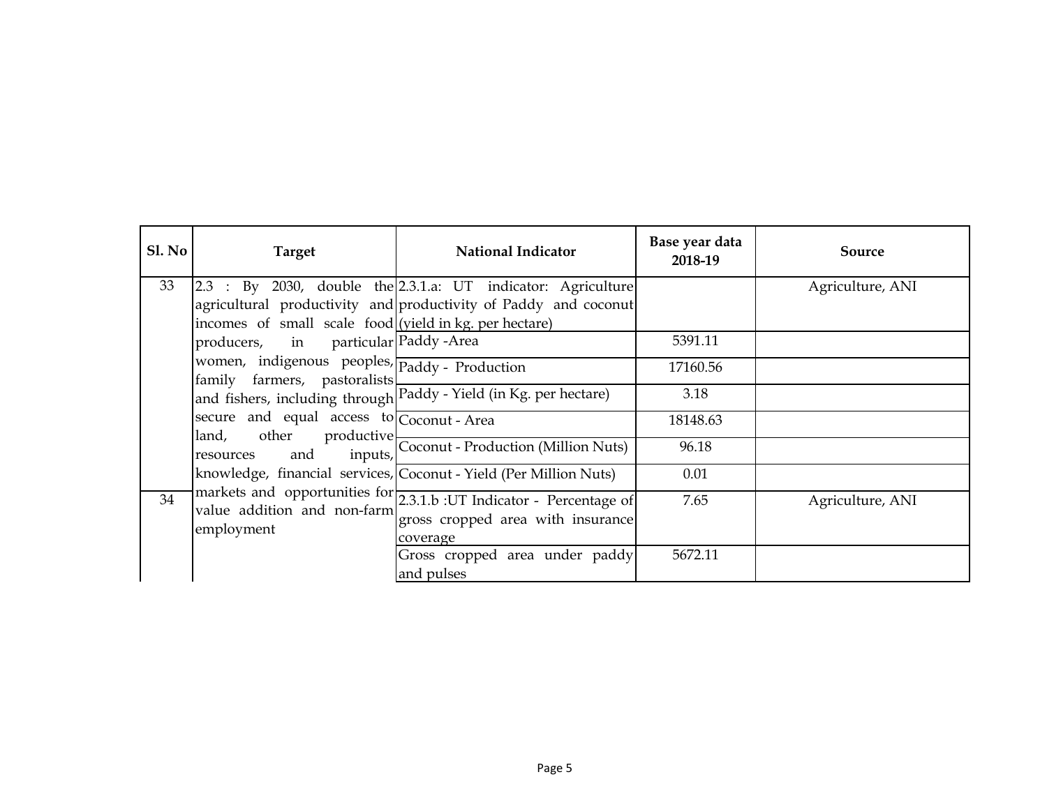| Sl. No | Target | National Indicator | Base year data 2018-19 | Source |
|---|---|---|---|---|
| 33 | 2.3 : By 2030, double the agricultural productivity and incomes of small scale food producers, in particular women, indigenous peoples, family farmers, pastoralists and fishers, including through secure and equal access to land, other productive resources and inputs, knowledge, financial services, markets and opportunities for value addition and non-farm employment | 2.3.1.a: UT indicator: Agriculture productivity of Paddy and coconut (yield in kg. per hectare) | | Agriculture, ANI |
| | | Paddy -Area | 5391.11 | |
| | | Paddy - Production | 17160.56 | |
| | | Paddy - Yield (in Kg. per hectare) | 3.18 | |
| | | Coconut - Area | 18148.63 | |
| | | Coconut - Production (Million Nuts) | 96.18 | |
| | | Coconut - Yield (Per Million Nuts) | 0.01 | |
| 34 | | 2.3.1.b :UT Indicator - Percentage of gross cropped area with insurance coverage | 7.65 | Agriculture, ANI |
| | | Gross cropped area under paddy and pulses | 5672.11 | |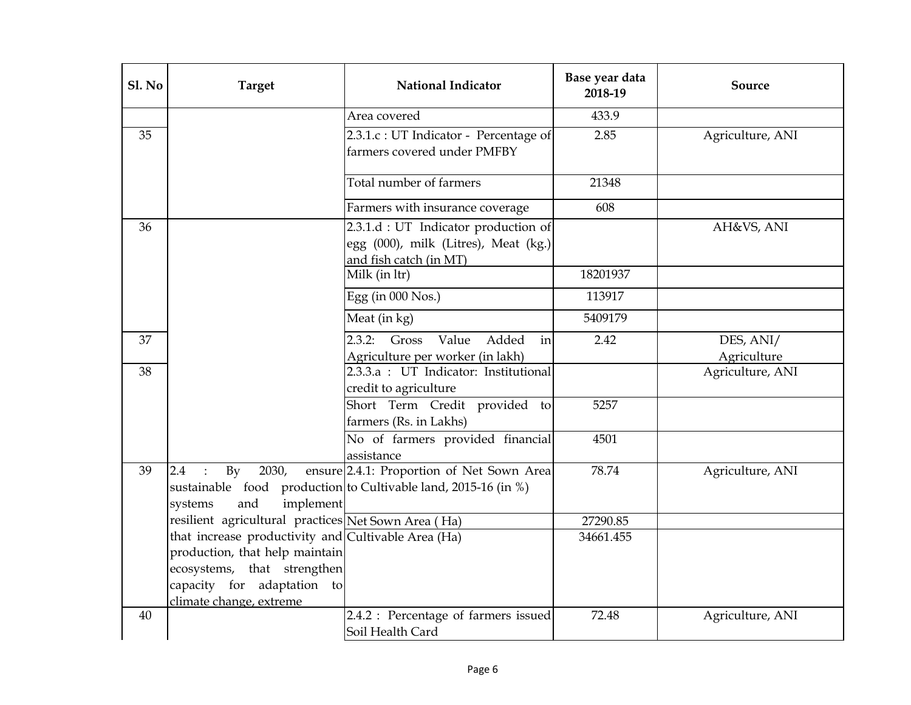| Sl. No | Target | National Indicator | Base year data 2018-19 | Source |
|---|---|---|---|---|
| | | Area covered | 433.9 | |
| 35 | | 2.3.1.c : UT Indicator - Percentage of farmers covered under PMFBY | 2.85 | Agriculture, ANI |
| | | Total number of farmers | 21348 | |
| | | Farmers with insurance coverage | 608 | |
| 36 | | 2.3.1.d : UT Indicator production of egg (000), milk (Litres), Meat (kg.) and fish catch (in MT) | | AH&VS, ANI |
| | | Milk (in ltr) | 18201937 | |
| | | Egg (in 000 Nos.) | 113917 | |
| | | Meat (in kg) | 5409179 | |
| 37 | | 2.3.2: Gross Value Added in Agriculture per worker (in lakh) | 2.42 | DES, ANI/ Agriculture |
| 38 | | 2.3.3.a : UT Indicator: Institutional credit to agriculture | | Agriculture, ANI |
| | | Short Term Credit provided to farmers (Rs. in Lakhs) | 5257 | |
| | | No of farmers provided financial assistance | 4501 | |
| 39 | 2.4 : By 2030, ensure sustainable food production systems and implement resilient agricultural practices that increase productivity and production, that help maintain ecosystems, that strengthen capacity for adaptation to climate change, extreme | 2.4.1: Proportion of Net Sown Area to Cultivable land, 2015-16 (in %) | 78.74 | Agriculture, ANI |
| | | Net Sown Area ( Ha) | 27290.85 | |
| | | Cultivable Area (Ha) | 34661.455 | |
| 40 | | 2.4.2 : Percentage of farmers issued Soil Health Card | 72.48 | Agriculture, ANI |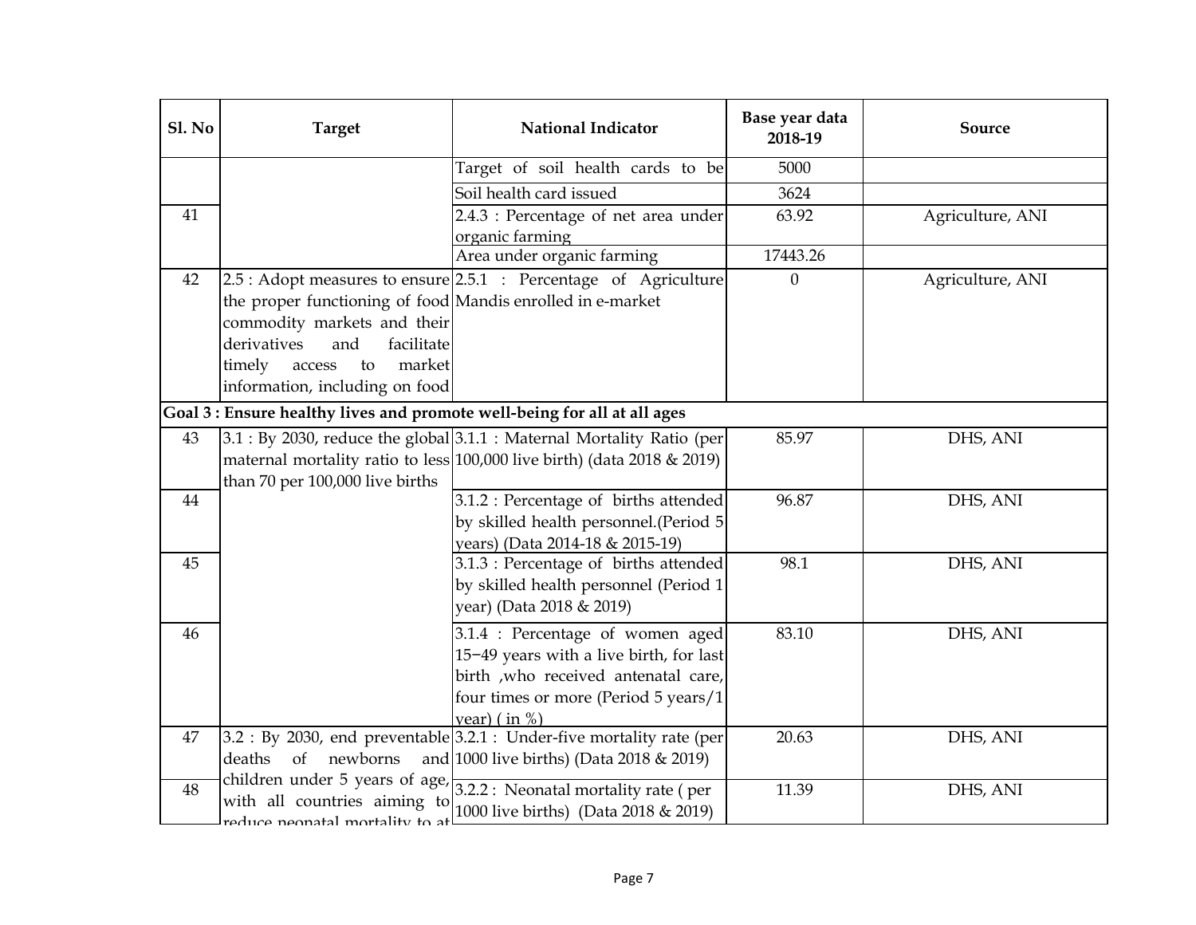| Sl. No | Target | National Indicator | Base year data 2018-19 | Source |
|---|---|---|---|---|
| | | Target of soil health cards to be | 5000 | |
| | | Soil health card issued | 3624 | |
| 41 | | 2.4.3 : Percentage of net area under organic farming | 63.92 | Agriculture, ANI |
| | | Area under organic farming | 17443.26 | |
| 42 | 2.5 : Adopt measures to ensure the proper functioning of food commodity markets and their derivatives and facilitate timely access to market information, including on food | 2.5.1 : Percentage of Agriculture Mandis enrolled in e-market | 0 | Agriculture, ANI |
| **Goal 3 : Ensure healthy lives and promote well-being for all at all ages** | | | | |
| 43 | 3.1 : By 2030, reduce the global maternal mortality ratio to less than 70 per 100,000 live births | 3.1.1 : Maternal Mortality Ratio (per 100,000 live birth) (data 2018 & 2019) | 85.97 | DHS, ANI |
| 44 | | 3.1.2 : Percentage of births attended by skilled health personnel.(Period 5 years) (Data 2014-18 & 2015-19) | 96.87 | DHS, ANI |
| 45 | | 3.1.3 : Percentage of births attended by skilled health personnel (Period 1 year) (Data 2018 & 2019) | 98.1 | DHS, ANI |
| 46 | | 3.1.4 : Percentage of women aged 15−49 years with a live birth, for last birth ,who received antenatal care, four times or more (Period 5 years/1 year) ( in %) | 83.10 | DHS, ANI |
| 47 | 3.2 : By 2030, end preventable deaths of newborns and children under 5 years of age, with all countries aiming to reduce neonatal mortality to at | 3.2.1 : Under-five mortality rate (per 1000 live births) (Data 2018 & 2019) | 20.63 | DHS, ANI |
| 48 | | 3.2.2 : Neonatal mortality rate ( per 1000 live births) (Data 2018 & 2019) | 11.39 | DHS, ANI |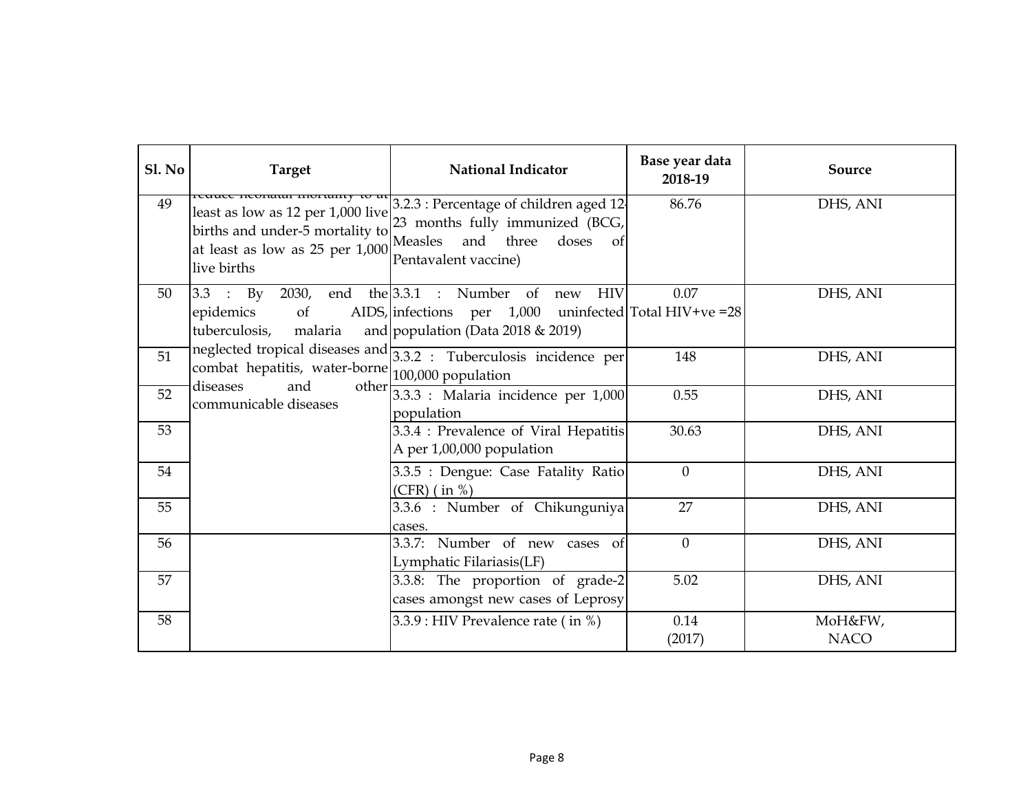| Sl. No | Target | National Indicator | Base year data 2018-19 | Source |
|---|---|---|---|---|
| 49 | reduce neonatal mortality to at least as low as 12 per 1,000 live births and under-5 mortality to at least as low as 25 per 1,000 live births | 3.2.3 : Percentage of children aged 12-23 months fully immunized (BCG, Measles and three doses of Pentavalent vaccine) | 86.76 | DHS, ANI |
| 50 | 3.3 : By 2030, end the epidemics of AIDS, tuberculosis, malaria and neglected tropical diseases and combat hepatitis, water-borne diseases and other communicable diseases | 3.3.1 : Number of new HIV infections per 1,000 uninfected population (Data 2018 & 2019) | 0.07 Total HIV+ve =28 | DHS, ANI |
| 51 | | 3.3.2 : Tuberculosis incidence per 100,000 population | 148 | DHS, ANI |
| 52 | | 3.3.3 : Malaria incidence per 1,000 population | 0.55 | DHS, ANI |
| 53 | | 3.3.4 : Prevalence of Viral Hepatitis A per 1,00,000 population | 30.63 | DHS, ANI |
| 54 | | 3.3.5 : Dengue: Case Fatality Ratio (CFR) ( in %) | 0 | DHS, ANI |
| 55 | | 3.3.6 : Number of Chikunguniya cases. | 27 | DHS, ANI |
| 56 | | 3.3.7: Number of new cases of Lymphatic Filariasis(LF) | 0 | DHS, ANI |
| 57 | | 3.3.8: The proportion of grade-2 cases amongst new cases of Leprosy | 5.02 | DHS, ANI |
| 58 | | 3.3.9 : HIV Prevalence rate ( in %) | 0.14 (2017) | MoH&FW, NACO |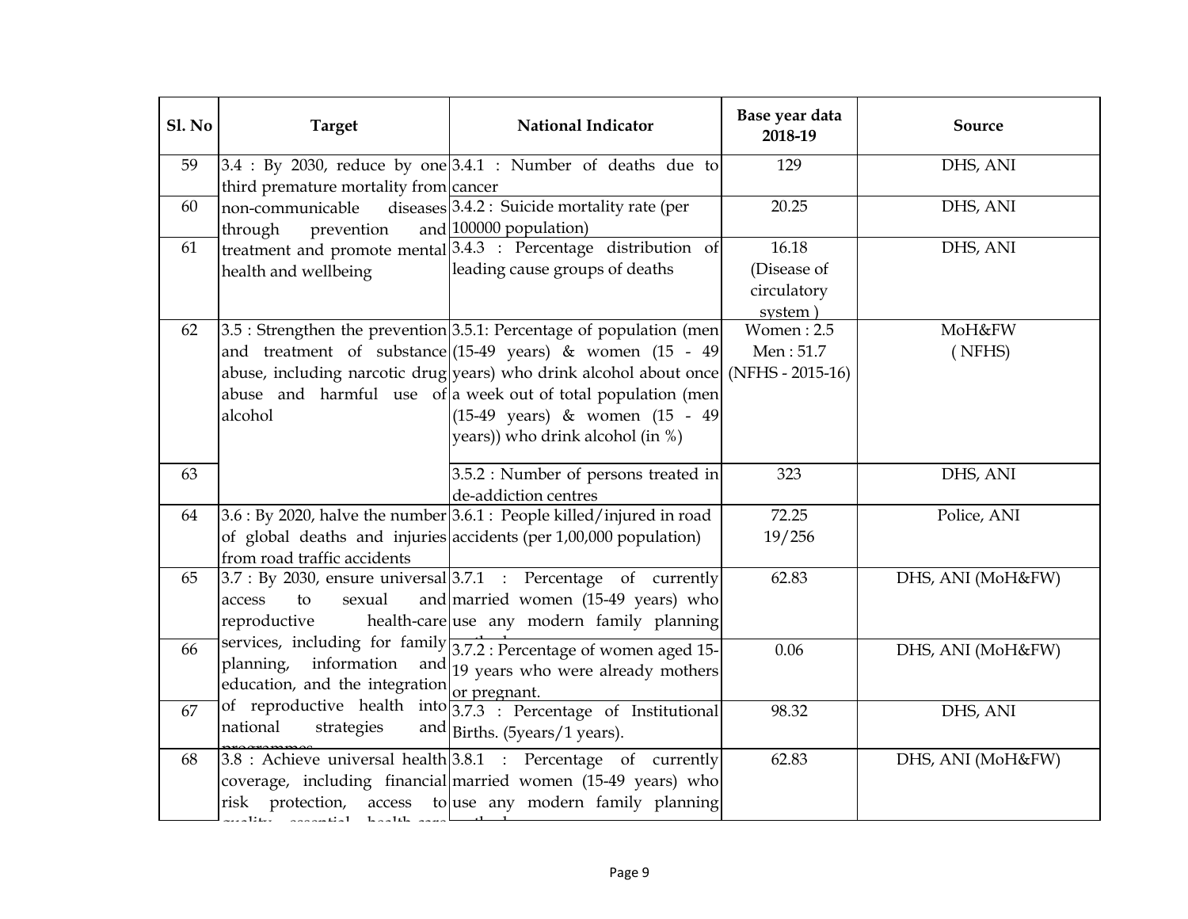| Sl. No | Target | National Indicator | Base year data 2018-19 | Source |
|---|---|---|---|---|
| 59 | 3.4 : By 2030, reduce by one third premature mortality from non-communicable diseases through prevention and treatment and promote mental health and wellbeing | 3.4.1 : Number of deaths due to cancer | 129 | DHS, ANI |
| 60 | | 3.4.2 : Suicide mortality rate (per 100000 population) | 20.25 | DHS, ANI |
| 61 | | 3.4.3 : Percentage distribution of leading cause groups of deaths | 16.18 (Disease of circulatory system ) | DHS, ANI |
| 62 | 3.5 : Strengthen the prevention and treatment of substance abuse, including narcotic drug abuse and harmful use of alcohol | 3.5.1: Percentage of population (men (15-49 years) & women (15 - 49 years) who drink alcohol about once a week out of total population (men (15-49 years) & women (15 - 49 years)) who drink alcohol (in %) | Women : 2.5<br>Men : 51.7<br>(NFHS - 2015-16) | MoH&FW<br>( NFHS) |
| 63 | | 3.5.2 : Number of persons treated in de-addiction centres | 323 | DHS, ANI |
| 64 | 3.6 : By 2020, halve the number of global deaths and injuries from road traffic accidents | 3.6.1 : People killed/injured in road accidents (per 1,00,000 population) | 72.25<br>19/256 | Police, ANI |
| 65 | 3.7 : By 2030, ensure universal access to sexual and reproductive health-care services, including for family planning, information and education, and the integration of reproductive health into national strategies and programmes | 3.7.1 : Percentage of currently married women (15-49 years) who use any modern family planning methods | 62.83 | DHS, ANI (MoH&FW) |
| 66 | | 3.7.2 : Percentage of women aged 15-19 years who were already mothers or pregnant. | 0.06 | DHS, ANI (MoH&FW) |
| 67 | | 3.7.3 : Percentage of Institutional Births. (5years/1 years). | 98.32 | DHS, ANI |
| 68 | 3.8 : Achieve universal health coverage, including financial risk protection, access to quality essential health-care | 3.8.1 : Percentage of currently married women (15-49 years) who use any modern family planning methods | 62.83 | DHS, ANI (MoH&FW) |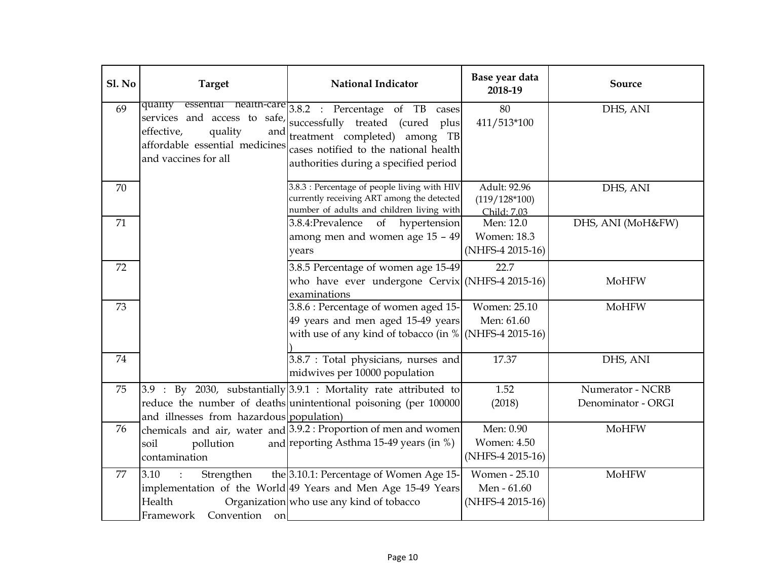| Sl. No | Target | National Indicator | Base year data 2018-19 | Source |
|---|---|---|---|---|
| 69 | quality essential health-care services and access to safe, effective, quality and affordable essential medicines and vaccines for all | 3.8.2 : Percentage of TB cases successfully treated (cured plus treatment completed) among TB cases notified to the national health authorities during a specified period | 80 411/513*100 | DHS, ANI |
| 70 | | 3.8.3 : Percentage of people living with HIV currently receiving ART among the detected number of adults and children living with | Adult: 92.96 (119/128*100) Child: 7.03 | DHS, ANI |
| 71 | | 3.8.4:Prevalence of hypertension among men and women age 15 – 49 years | Men: 12.0 Women: 18.3 (NHFS-4 2015-16) | DHS, ANI (MoH&FW) |
| 72 | | 3.8.5 Percentage of women age 15-49 who have ever undergone Cervix examinations | 22.7 (NHFS-4 2015-16) | MoHFW |
| 73 | | 3.8.6 : Percentage of women aged 15-49 years and men aged 15-49 years with use of any kind of tobacco (in % ) | Women: 25.10 Men: 61.60 (NHFS-4 2015-16) | MoHFW |
| 74 | | 3.8.7 : Total physicians, nurses and midwives per 10000 population | 17.37 | DHS, ANI |
| 75 | 3.9 : By 2030, substantially reduce the number of deaths and illnesses from hazardous chemicals and air, water and soil pollution and contamination | 3.9.1 : Mortality rate attributed to unintentional poisoning (per 100000 population) | 1.52 (2018) | Numerator - NCRB Denominator - ORGI |
| 76 | | 3.9.2 : Proportion of men and women reporting Asthma 15-49 years (in %) | Men: 0.90 Women: 4.50 (NHFS-4 2015-16) | MoHFW |
| 77 | 3.10 : Strengthen the implementation of the World Health Organization Framework Convention on | 3.10.1: Percentage of Women Age 15-49 Years and Men Age 15-49 Years who use any kind of tobacco | Women - 25.10 Men - 61.60 (NHFS-4 2015-16) | MoHFW |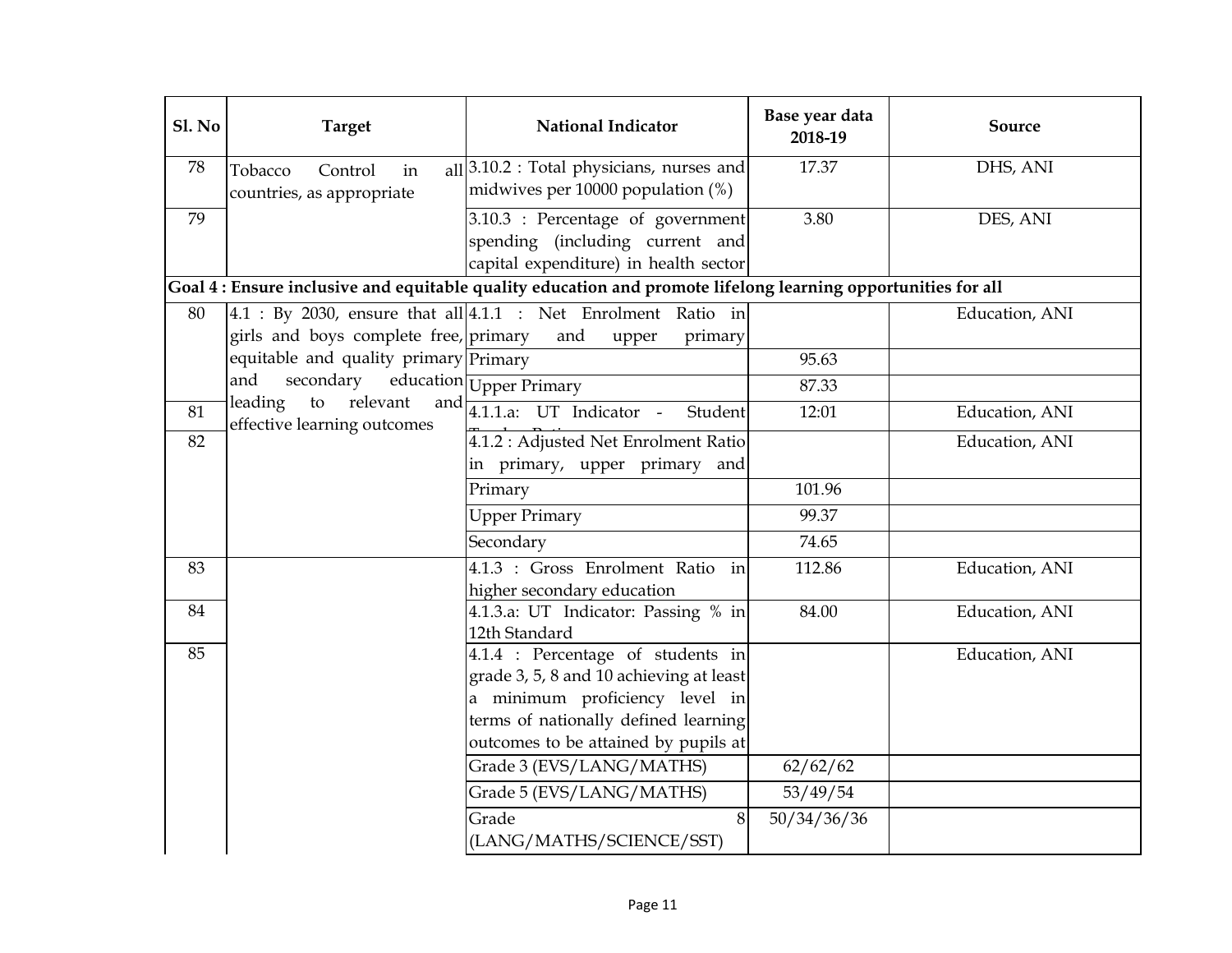| Sl. No | Target | National Indicator | Base year data 2018-19 | Source |
|---|---|---|---|---|
| 78 | Tobacco Control in all countries, as appropriate | 3.10.2 : Total physicians, nurses and midwives per 10000 population (%) | 17.37 | DHS, ANI |
| 79 | | 3.10.3 : Percentage of government spending (including current and capital expenditure) in health sector | 3.80 | DES, ANI |
| **Goal 4 : Ensure inclusive and equitable quality education and promote lifelong learning opportunities for all** | | | | |
| 80 | 4.1 : By 2030, ensure that all girls and boys complete free, equitable and quality primary and secondary education leading to relevant and effective learning outcomes | 4.1.1 : Net Enrolment Ratio in primary and upper primary | | Education, ANI |
| | | Primary | 95.63 | |
| | | Upper Primary | 87.33 | |
| 81 | | 4.1.1.a: UT Indicator - Student Teacher Ratio | 12:01 | Education, ANI |
| 82 | | 4.1.2 : Adjusted Net Enrolment Ratio in primary, upper primary and | | Education, ANI |
| | | Primary | 101.96 | |
| | | Upper Primary | 99.37 | |
| | | Secondary | 74.65 | |
| 83 | | 4.1.3 : Gross Enrolment Ratio in higher secondary education | 112.86 | Education, ANI |
| 84 | | 4.1.3.a: UT Indicator: Passing % in 12th Standard | 84.00 | Education, ANI |
| 85 | | 4.1.4 : Percentage of students in grade 3, 5, 8 and 10 achieving at least a minimum proficiency level in terms of nationally defined learning outcomes to be attained by pupils at | | Education, ANI |
| | | Grade 3 (EVS/LANG/MATHS) | 62/62/62 | |
| | | Grade 5 (EVS/LANG/MATHS) | 53/49/54 | |
| | | Grade 8 (LANG/MATHS/SCIENCE/SST) | 50/34/36/36 | |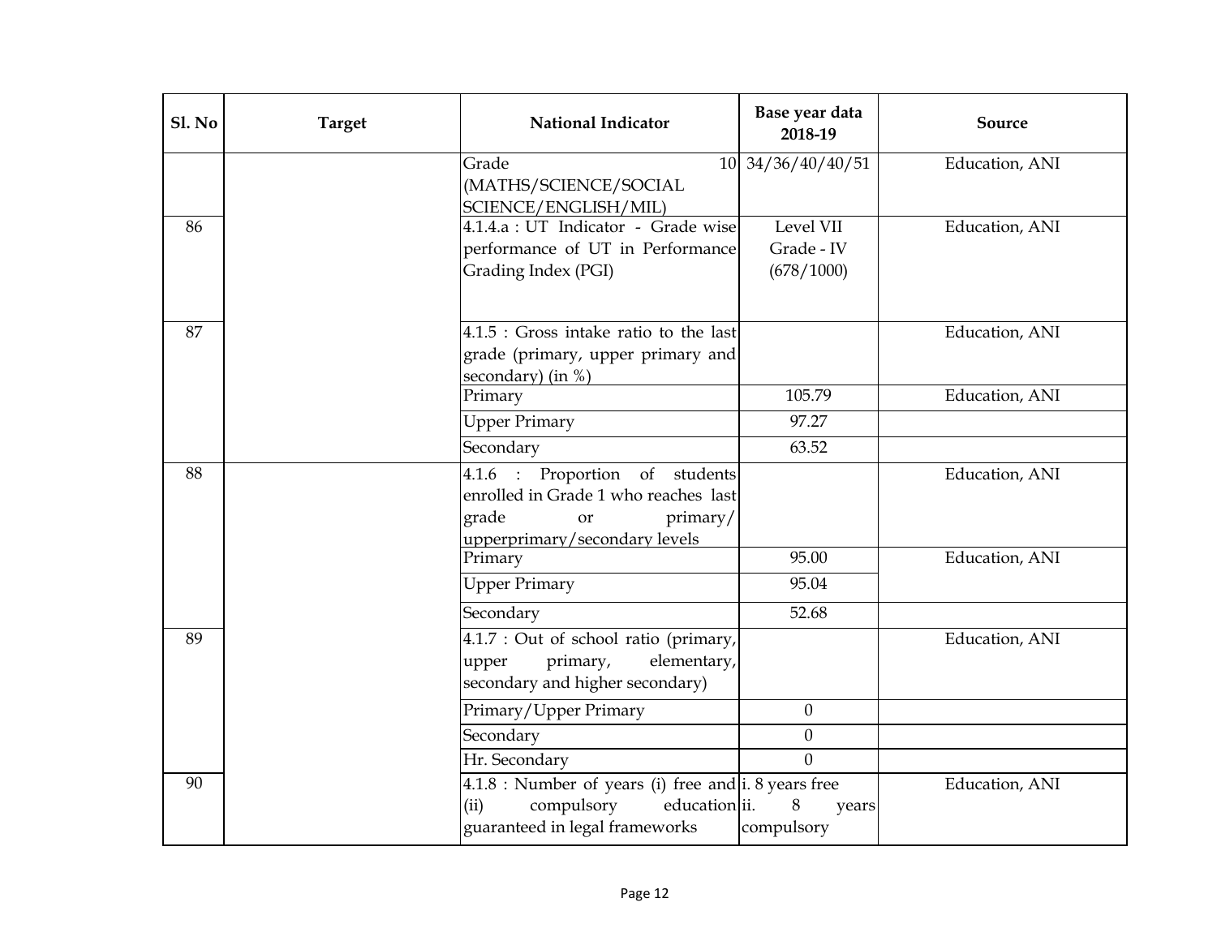| Sl. No | Target | National Indicator | Base year data 2018-19 | Source |
|---|---|---|---|---|
| | | Grade 10 (MATHS/SCIENCE/SOCIAL SCIENCE/ENGLISH/MIL) | 34/36/40/40/51 | Education, ANI |
| 86 | | 4.1.4.a : UT Indicator - Grade wise performance of UT in Performance Grading Index (PGI) | Level VII Grade - IV (678/1000) | Education, ANI |
| 87 | | 4.1.5 : Gross intake ratio to the last grade (primary, upper primary and secondary) (in %) | | Education, ANI |
| | | Primary | 105.79 | Education, ANI |
| | | Upper Primary | 97.27 | |
| | | Secondary | 63.52 | |
| 88 | | 4.1.6 : Proportion of students enrolled in Grade 1 who reaches last grade or primary/ upperprimary/secondary levels | | Education, ANI |
| | | Primary | 95.00 | Education, ANI |
| | | Upper Primary | 95.04 | |
| | | Secondary | 52.68 | |
| 89 | | 4.1.7 : Out of school ratio (primary, upper primary, elementary, secondary and higher secondary) | | Education, ANI |
| | | Primary/Upper Primary | 0 | |
| | | Secondary | 0 | |
| | | Hr. Secondary | 0 | |
| 90 | | 4.1.8 : Number of years (i) free and (ii) compulsory education guaranteed in legal frameworks | i. 8 years free ii. 8 years compulsory | Education, ANI |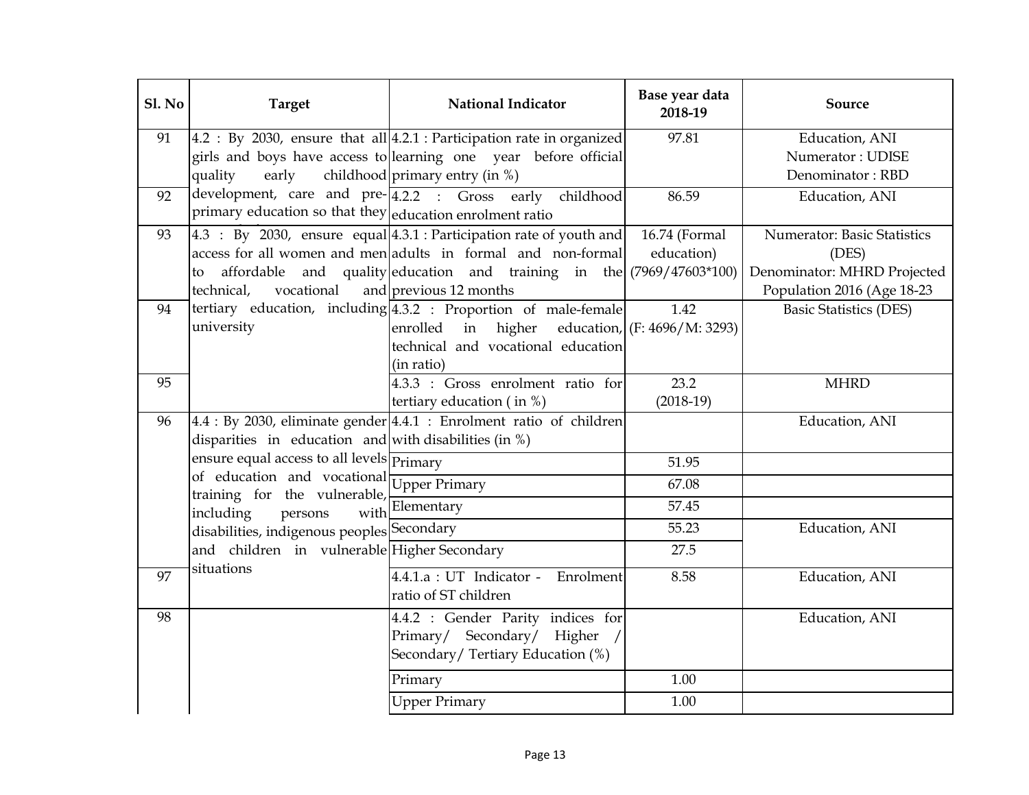| Sl. No | Target | National Indicator | Base year data 2018-19 | Source |
|---|---|---|---|---|
| 91 | 4.2 : By 2030, ensure that all girls and boys have access to quality early childhood development, care and pre-primary education so that they | 4.2.1 : Participation rate in organized learning one year before official primary entry (in %) | 97.81 | Education, ANI Numerator : UDISE Denominator : RBD |
| 92 | | 4.2.2 : Gross early childhood education enrolment ratio | 86.59 | Education, ANI |
| 93 | 4.3 : By 2030, ensure equal access for all women and men to affordable and quality technical, vocational and tertiary education, including university | 4.3.1 : Participation rate of youth and adults in formal and non-formal education and training in the previous 12 months | 16.74 (Formal education) (7969/47603*100) | Numerator: Basic Statistics (DES) Denominator: MHRD Projected Population 2016 (Age 18-23 |
| 94 | | 4.3.2 : Proportion of male-female enrolled in higher education, technical and vocational education (in ratio) | 1.42 (F: 4696/M: 3293) | Basic Statistics (DES) |
| 95 | | 4.3.3 : Gross enrolment ratio for tertiary education ( in %) | 23.2 (2018-19) | MHRD |
| 96 | 4.4 : By 2030, eliminate gender disparities in education and ensure equal access to all levels of education and vocational training for the vulnerable, including persons with disabilities, indigenous peoples and children in vulnerable situations | 4.4.1 : Enrolment ratio of children with disabilities (in %) | | Education, ANI |
| | | Primary | 51.95 | |
| | | Upper Primary | 67.08 | |
| | | Elementary | 57.45 | |
| | | Secondary | 55.23 | Education, ANI |
| | | Higher Secondary | 27.5 | |
| 97 | | 4.4.1.a : UT Indicator - Enrolment ratio of ST children | 8.58 | Education, ANI |
| 98 | | 4.4.2 : Gender Parity indices for Primary/ Secondary/ Higher / Secondary/ Tertiary Education (%) | | Education, ANI |
| | | Primary | 1.00 | |
| | | Upper Primary | 1.00 | |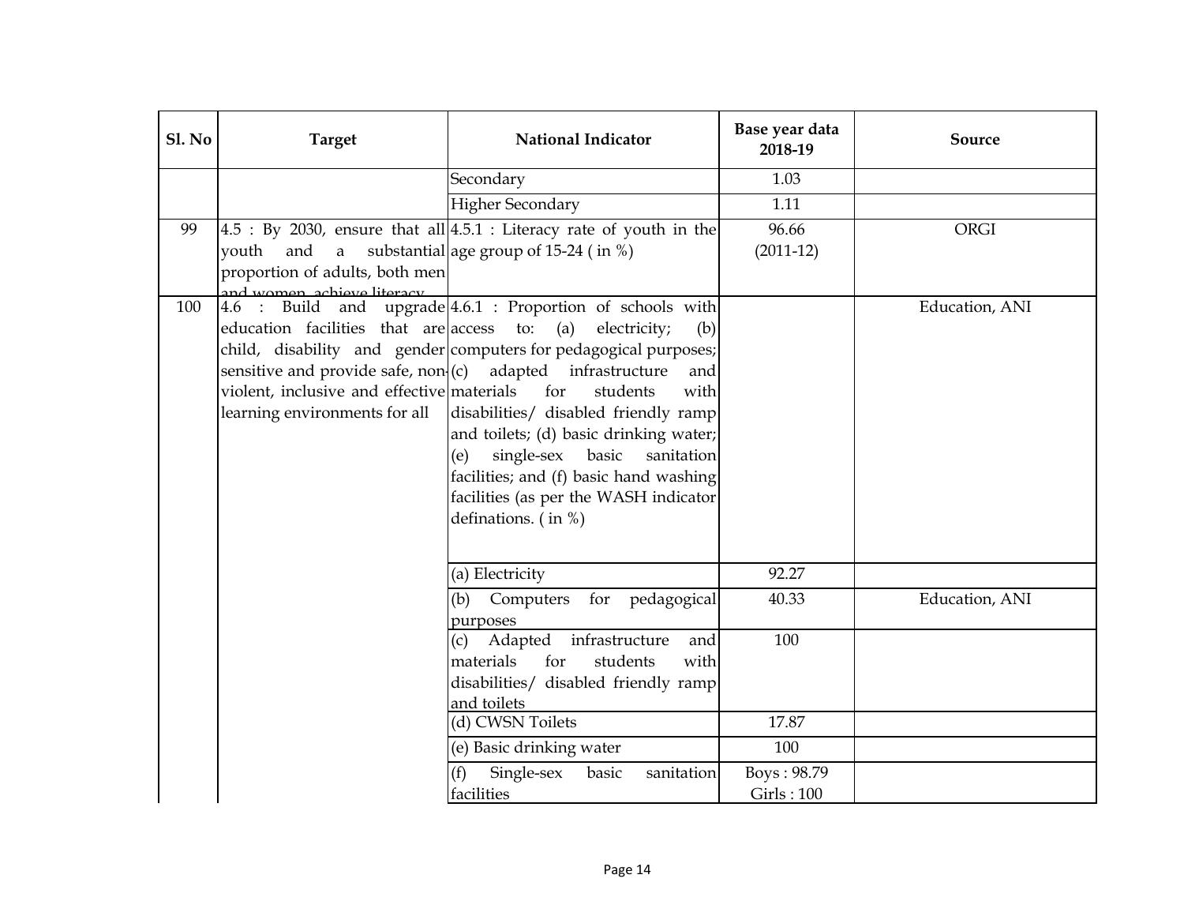| Sl. No | Target | National Indicator | Base year data 2018-19 | Source |
|---|---|---|---|---|
| | | Secondary | 1.03 | |
| | | Higher Secondary | 1.11 | |
| 99 | 4.5 : By 2030, ensure that all youth and a substantial proportion of adults, both men and women, achieve literacy | 4.5.1 : Literacy rate of youth in the age group of 15-24 ( in %) | 96.66 (2011-12) | ORGI |
| 100 | 4.6 : Build and upgrade education facilities that are child, disability and gender sensitive and provide safe, non-violent, inclusive and effective learning environments for all | 4.6.1 : Proportion of schools with access to: (a) electricity; (b) computers for pedagogical purposes; (c) adapted infrastructure and materials for students with disabilities/ disabled friendly ramp and toilets; (d) basic drinking water; (e) single-sex basic sanitation facilities; and (f) basic hand washing facilities (as per the WASH indicator definations. ( in %) | | Education, ANI |
| | | (a) Electricity | 92.27 | |
| | | (b) Computers for pedagogical purposes | 40.33 | Education, ANI |
| | | (c) Adapted infrastructure and materials for students with disabilities/ disabled friendly ramp and toilets | 100 | |
| | | (d) CWSN Toilets | 17.87 | |
| | | (e) Basic drinking water | 100 | |
| | | (f) Single-sex basic sanitation facilities | Boys : 98.79<br>Girls : 100 | |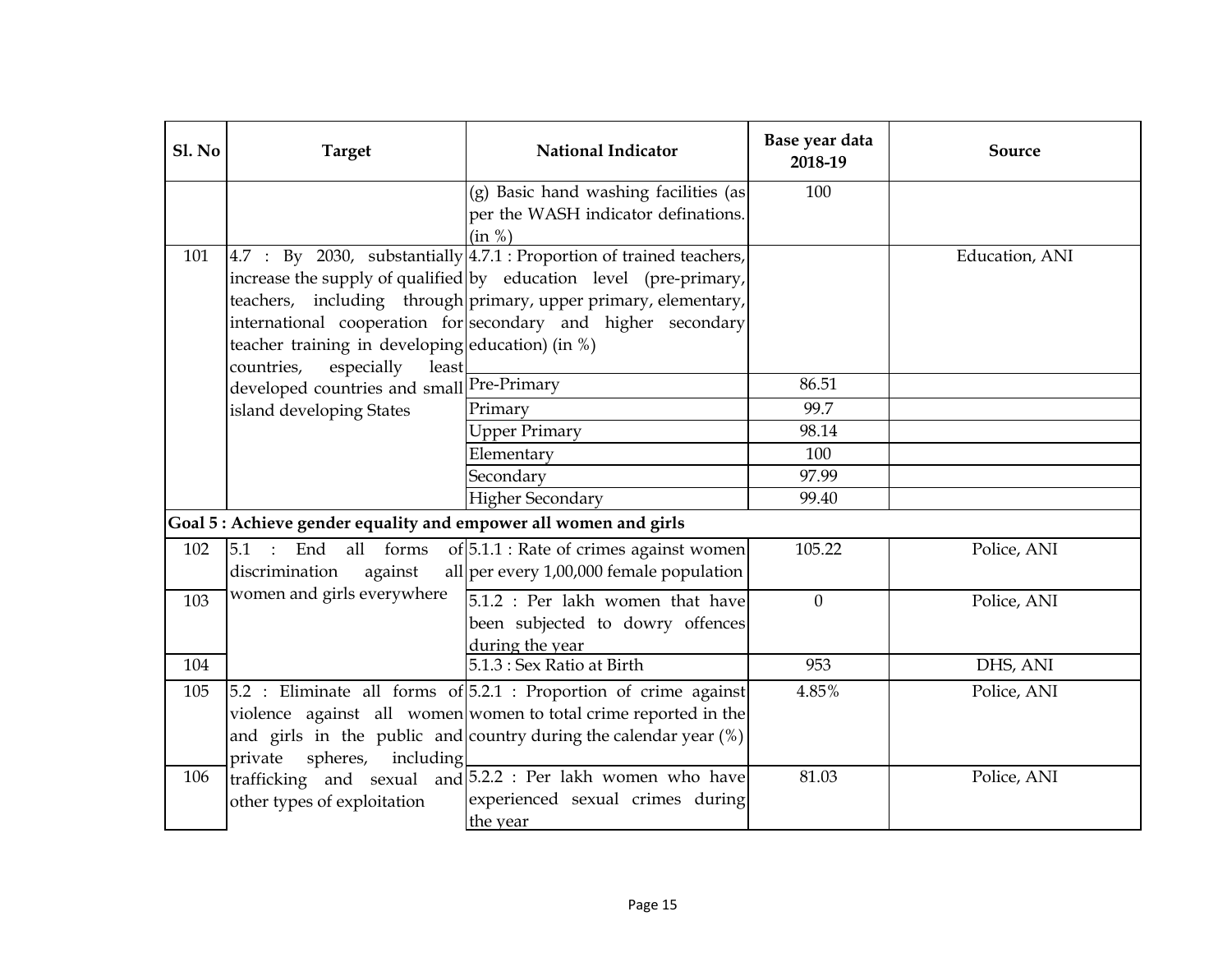| Sl. No | Target | National Indicator | Base year data 2018-19 | Source |
|---|---|---|---|---|
| | | (g) Basic hand washing facilities (as per the WASH indicator definations. (in %) | 100 | |
| 101 | 4.7 : By 2030, substantially increase the supply of qualified teachers, including through international cooperation for teacher training in developing countries, especially least developed countries and small island developing States | 4.7.1 : Proportion of trained teachers, by education level (pre-primary, primary, upper primary, elementary, secondary and higher secondary education) (in %) | | Education, ANI |
| | | Pre-Primary | 86.51 | |
| | | Primary | 99.7 | |
| | | Upper Primary | 98.14 | |
| | | Elementary | 100 | |
| | | Secondary | 97.99 | |
| | | Higher Secondary | 99.40 | |
| **Goal 5 : Achieve gender equality and empower all women and girls** | | | | |
| 102 | 5.1 : End all forms of discrimination against all women and girls everywhere | 5.1.1 : Rate of crimes against women per every 1,00,000 female population | 105.22 | Police, ANI |
| 103 | | 5.1.2 : Per lakh women that have been subjected to dowry offences during the year | 0 | Police, ANI |
| 104 | | 5.1.3 : Sex Ratio at Birth | 953 | DHS, ANI |
| 105 | 5.2 : Eliminate all forms of violence against all women and girls in the public and private spheres, including trafficking and sexual and other types of exploitation | 5.2.1 : Proportion of crime against women to total crime reported in the country during the calendar year (%) | 4.85% | Police, ANI |
| 106 | | 5.2.2 : Per lakh women who have experienced sexual crimes during the year | 81.03 | Police, ANI |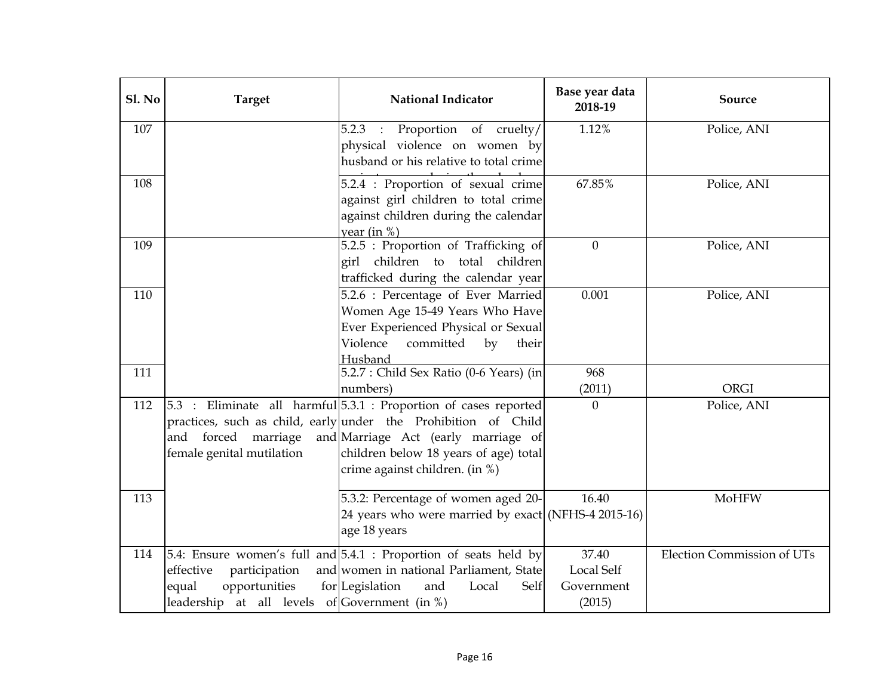| Sl. No | Target | National Indicator | Base year data 2018-19 | Source |
|---|---|---|---|---|
| 107 | | 5.2.3 : Proportion of cruelty/ physical violence on women by husband or his relative to total crime | 1.12% | Police, ANI |
| 108 | | 5.2.4 : Proportion of sexual crime against girl children to total crime against children during the calendar year (in %) | 67.85% | Police, ANI |
| 109 | | 5.2.5 : Proportion of Trafficking of girl children to total children trafficked during the calendar year | 0 | Police, ANI |
| 110 | | 5.2.6 : Percentage of Ever Married Women Age 15-49 Years Who Have Ever Experienced Physical or Sexual Violence committed by their Husband | 0.001 | Police, ANI |
| 111 | | 5.2.7 : Child Sex Ratio (0-6 Years) (in numbers) | 968 (2011) | ORGI |
| 112 | 5.3 : Eliminate all harmful practices, such as child, early and forced marriage and female genital mutilation | 5.3.1 : Proportion of cases reported under the Prohibition of Child Marriage Act (early marriage of children below 18 years of age) total crime against children. (in %) | 0 | Police, ANI |
| 113 | | 5.3.2: Percentage of women aged 20-24 years who were married by exact age 18 years | 16.40 (NFHS-4 2015-16) | MoHFW |
| 114 | 5.4: Ensure women's full and effective participation and equal opportunities for leadership at all levels of | 5.4.1 : Proportion of seats held by women in national Parliament, State Legislation and Local Self Government (in %) | 37.40 Local Self Government (2015) | Election Commission of UTs |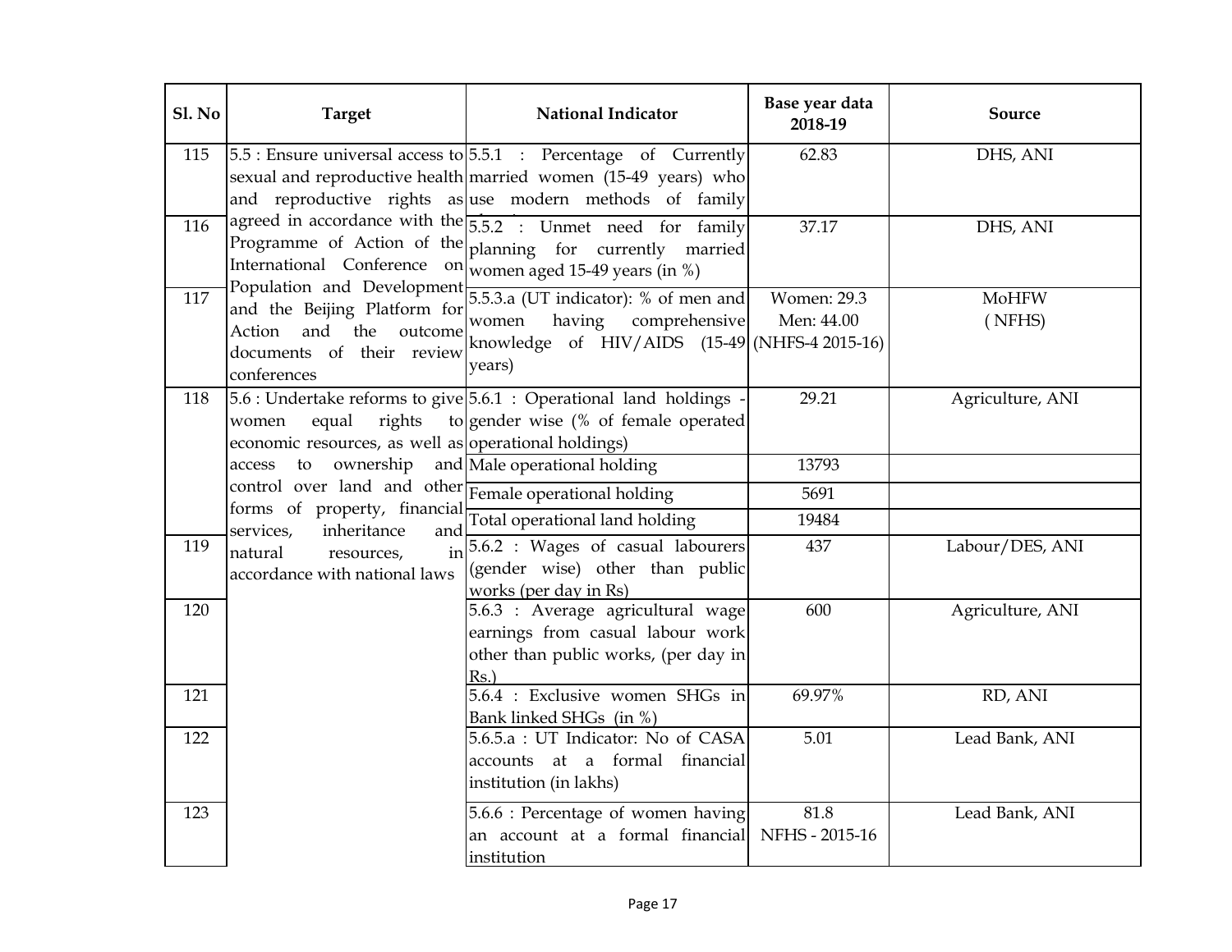| Sl. No | Target | National Indicator | Base year data 2018-19 | Source |
|---|---|---|---|---|
| 115 | 5.5 : Ensure universal access to sexual and reproductive health and reproductive rights as agreed in accordance with the Programme of Action of the International Conference on Population and Development and the Beijing Platform for Action and the outcome documents of their review conferences | 5.5.1 : Percentage of Currently married women (15-49 years) who use modern methods of family planning | 62.83 | DHS, ANI |
| 116 | | 5.5.2 : Unmet need for family planning for currently married women aged 15-49 years (in %) | 37.17 | DHS, ANI |
| 117 | | 5.5.3.a (UT indicator): % of men and women having comprehensive knowledge of HIV/AIDS (15-49 years) | Women: 29.3 Men: 44.00 (NHFS-4 2015-16) | MoHFW (NFHS) |
| 118 | 5.6 : Undertake reforms to give women equal rights to economic resources, as well as access to ownership and control over land and other forms of property, financial services, inheritance and natural resources, in accordance with national laws | 5.6.1 : Operational land holdings - gender wise (% of female operated operational holdings) | 29.21 | Agriculture, ANI |
| | | Male operational holding | 13793 | |
| | | Female operational holding | 5691 | |
| | | Total operational land holding | 19484 | |
| 119 | | 5.6.2 : Wages of casual labourers (gender wise) other than public works (per day in Rs) | 437 | Labour/DES, ANI |
| 120 | | 5.6.3 : Average agricultural wage earnings from casual labour work other than public works, (per day in Rs.) | 600 | Agriculture, ANI |
| 121 | | 5.6.4 : Exclusive women SHGs in Bank linked SHGs (in %) | 69.97% | RD, ANI |
| 122 | | 5.6.5.a : UT Indicator: No of CASA accounts at a formal financial institution (in lakhs) | 5.01 | Lead Bank, ANI |
| 123 | | 5.6.6 : Percentage of women having an account at a formal financial institution | 81.8 NFHS - 2015-16 | Lead Bank, ANI |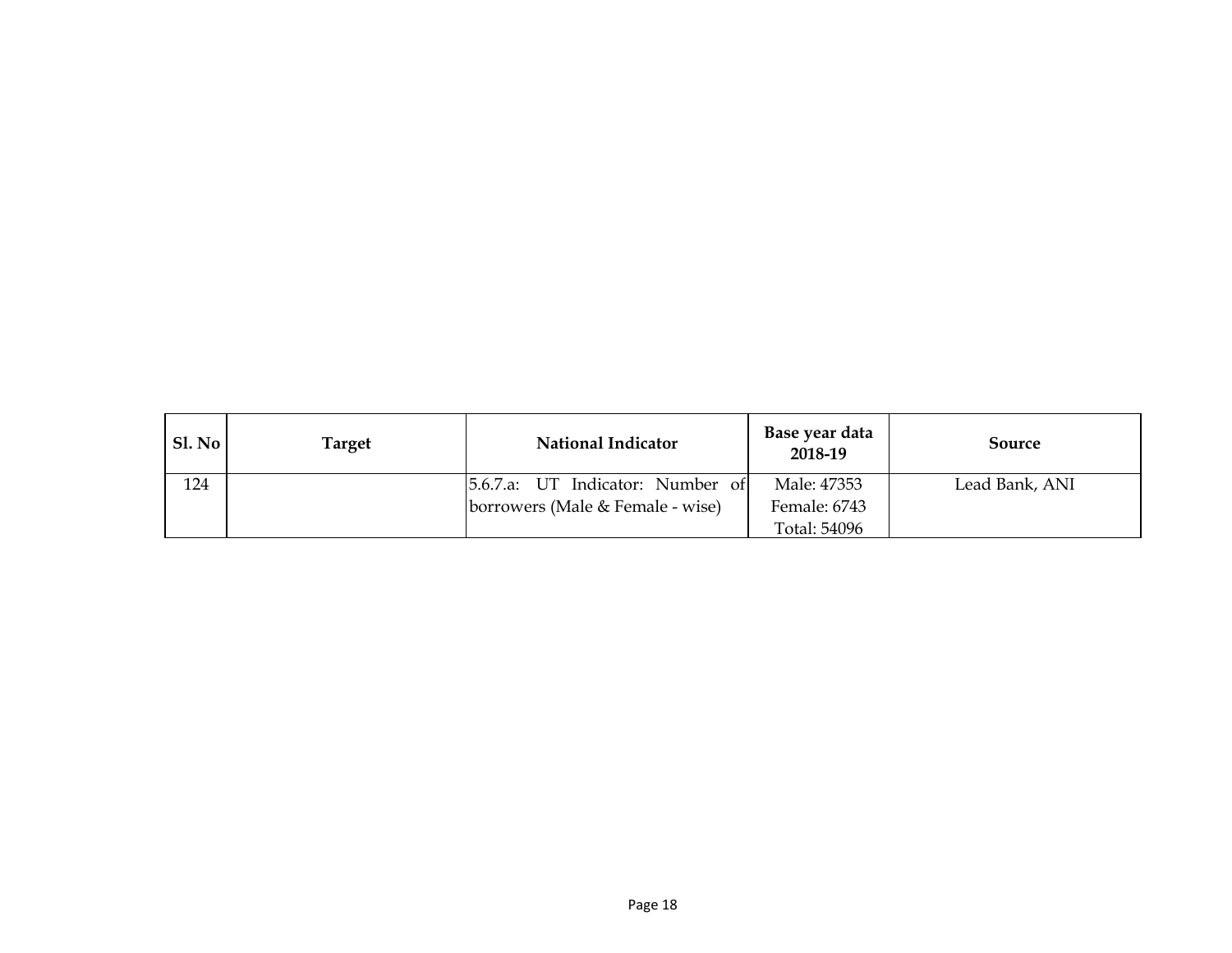| Sl. No | Target | National Indicator | Base year data 2018-19 | Source |
|---|---|---|---|---|
| 124 | | 5.6.7.a: UT Indicator: Number of borrowers (Male & Female - wise) | Male: 47353<br>Female: 6743<br>Total: 54096 | Lead Bank, ANI |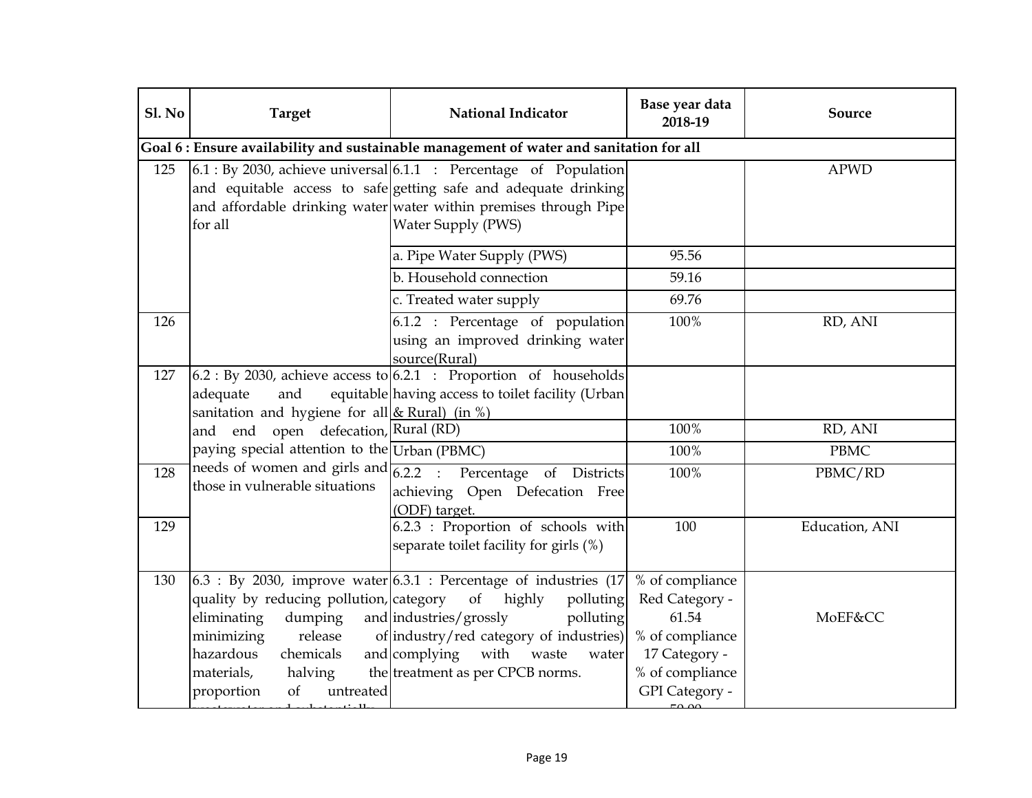| Sl. No | Target | National Indicator | Base year data 2018-19 | Source |
|---|---|---|---|---|
| **Goal 6 : Ensure availability and sustainable management of water and sanitation for all** | | | | |
| 125 | 6.1 : By 2030, achieve universal and equitable access to safe and affordable drinking water for all | 6.1.1 : Percentage of Population getting safe and adequate drinking water within premises through Pipe Water Supply (PWS) | | APWD |
| | | a. Pipe Water Supply (PWS) | 95.56 | |
| | | b. Household connection | 59.16 | |
| | | c. Treated water supply | 69.76 | |
| 126 | | 6.1.2 : Percentage of population using an improved drinking water source(Rural) | 100% | RD, ANI |
| 127 | 6.2 : By 2030, achieve access to adequate and equitable sanitation and hygiene for all and end open defecation, paying special attention to the needs of women and girls and those in vulnerable situations | 6.2.1 : Proportion of households having access to toilet facility (Urban & Rural) (in %) | | |
| | | Rural (RD) | 100% | RD, ANI |
| | | Urban (PBMC) | 100% | PBMC |
| 128 | | 6.2.2 : Percentage of Districts achieving Open Defecation Free (ODF) target. | 100% | PBMC/RD |
| 129 | | 6.2.3 : Proportion of schools with separate toilet facility for girls (%) | 100 | Education, ANI |
| 130 | 6.3 : By 2030, improve water quality by reducing pollution, eliminating dumping and minimizing release of hazardous chemicals and materials, halving the proportion of untreated | 6.3.1 : Percentage of industries (17 category of highly polluting industries/grossly polluting industry/red category of industries) complying with waste water treatment as per CPCB norms. | % of compliance Red Category - 61.54<br>% of compliance 17 Category -<br>% of compliance GPI Category - | MoEF&CC |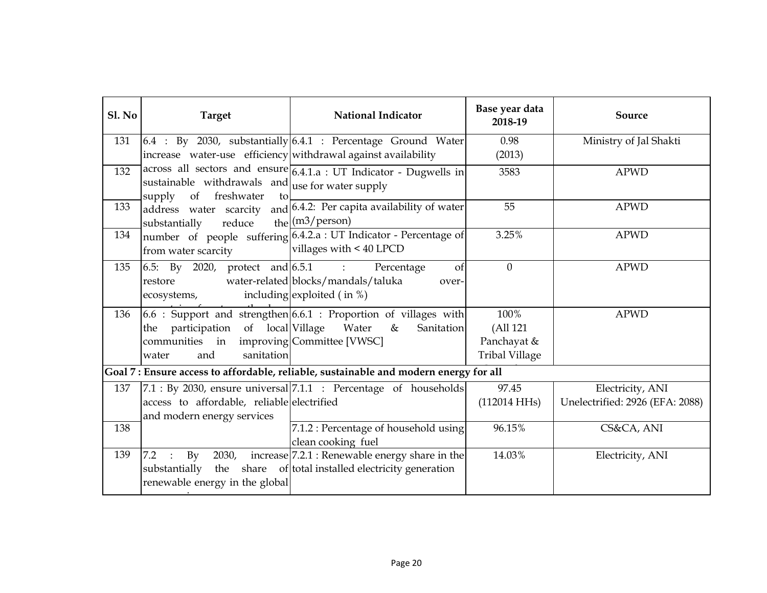| Sl. No | Target | National Indicator | Base year data 2018-19 | Source |
|---|---|---|---|---|
| 131 | 6.4 : By 2030, substantially increase water-use efficiency across all sectors and ensure sustainable withdrawals and supply of freshwater to address water scarcity and substantially reduce the number of people suffering from water scarcity | 6.4.1 : Percentage Ground Water withdrawal against availability | 0.98 (2013) | Ministry of Jal Shakti |
| 132 | | 6.4.1.a : UT Indicator - Dugwells in use for water supply | 3583 | APWD |
| 133 | | 6.4.2: Per capita availability of water (m3/person) | 55 | APWD |
| 134 | | 6.4.2.a : UT Indicator - Percentage of villages with < 40 LPCD | 3.25% | APWD |
| 135 | 6.5: By 2020, protect and restore water-related ecosystems, including | 6.5.1 : Percentage of blocks/mandals/taluka over-exploited ( in %) | 0 | APWD |
| 136 | 6.6 : Support and strengthen the participation of local communities in improving water and sanitation | 6.6.1 : Proportion of villages with Village Water & Sanitation Committee [VWSC] | 100% (All 121 Panchayat & Tribal Village | APWD |
| **Goal 7 : Ensure access to affordable, reliable, sustainable and modern energy for all** | | | | |
| 137 | 7.1 : By 2030, ensure universal access to affordable, reliable and modern energy services | 7.1.1 : Percentage of households electrified | 97.45 (112014 HHs) | Electricity, ANI Unelectrified: 2926 (EFA: 2088) |
| 138 | | 7.1.2 : Percentage of household using clean cooking fuel | 96.15% | CS&CA, ANI |
| 139 | 7.2 : By 2030, increase substantially the share of renewable energy in the global | 7.2.1 : Renewable energy share in the total installed electricity generation | 14.03% | Electricity, ANI |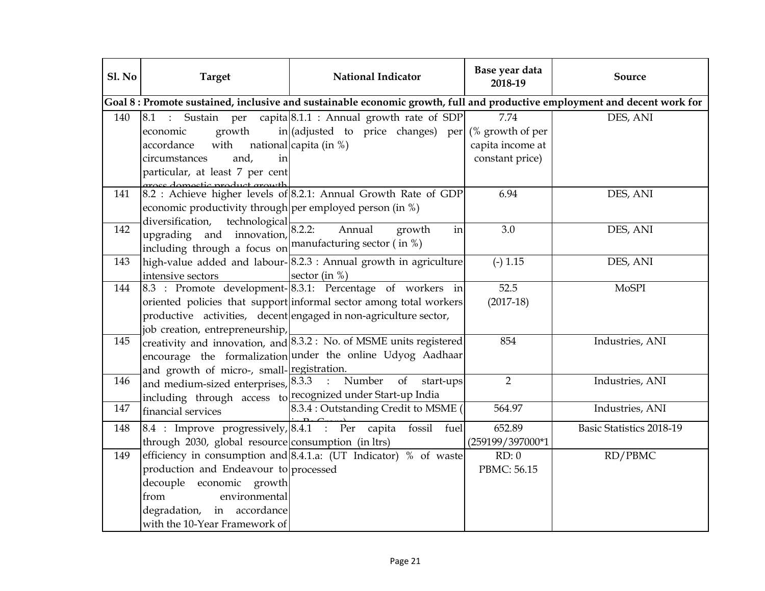| Sl. No | Target | National Indicator | Base year data 2018-19 | Source |
|---|---|---|---|---|
| **Goal 8 : Promote sustained, inclusive and sustainable economic growth, full and productive employment and decent work for** | | | | |
| 140 | 8.1 : Sustain per capita economic growth in accordance with national circumstances and, in particular, at least 7 per cent gross domestic product growth | 8.1.1 : Annual growth rate of SDP (adjusted to price changes) per capita (in %) | 7.74 (% growth of per capita income at constant price) | DES, ANI |
| 141 | 8.2 : Achieve higher levels of economic productivity through diversification, technological upgrading and innovation, including through a focus on high-value added and labour-intensive sectors | 8.2.1: Annual Growth Rate of GDP per employed person (in %) | 6.94 | DES, ANI |
| 142 | | 8.2.2: Annual growth in manufacturing sector ( in %) | 3.0 | DES, ANI |
| 143 | | 8.2.3 : Annual growth in agriculture sector (in %) | (-) 1.15 | DES, ANI |
| 144 | 8.3 : Promote development-oriented policies that support productive activities, decent job creation, entrepreneurship, creativity and innovation, and encourage the formalization and growth of micro-, small- and medium-sized enterprises, including through access to financial services | 8.3.1: Percentage of workers in informal sector among total workers engaged in non-agriculture sector, | 52.5 (2017-18) | MoSPI |
| 145 | | 8.3.2 : No. of MSME units registered under the online Udyog Aadhaar registration. | 854 | Industries, ANI |
| 146 | | 8.3.3 : Number of start-ups recognized under Start-up India | 2 | Industries, ANI |
| 147 | | 8.3.4 : Outstanding Credit to MSME ( in Rs Crore) | 564.97 | Industries, ANI |
| 148 | 8.4 : Improve progressively, through 2030, global resource efficiency in consumption and production and Endeavour to decouple economic growth from environmental degradation, in accordance with the 10-Year Framework of | 8.4.1 : Per capita fossil fuel consumption (in ltrs) | 652.89 (259199/397000*1 | Basic Statistics 2018-19 |
| 149 | | 8.4.1.a: (UT Indicator) % of waste processed | RD: 0<br>PBMC: 56.15 | RD/PBMC |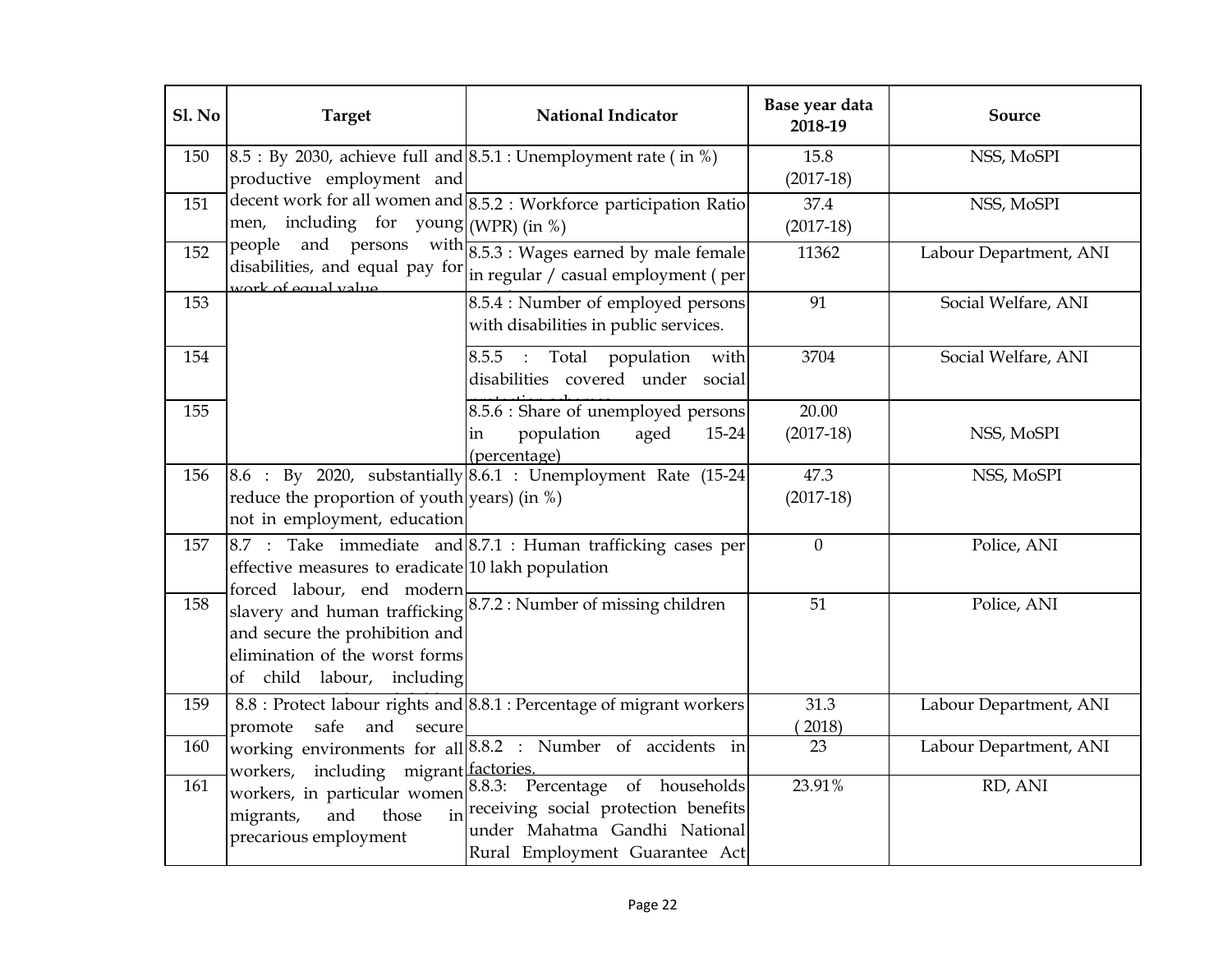| Sl. No | Target | National Indicator | Base year data 2018-19 | Source |
|---|---|---|---|---|
| 150 | 8.5 : By 2030, achieve full and productive employment and decent work for all women and men, including for young people and persons with disabilities, and equal pay for work of equal value | 8.5.1 : Unemployment rate ( in %) | 15.8 (2017-18) | NSS, MoSPI |
| 151 | | 8.5.2 : Workforce participation Ratio (WPR) (in %) | 37.4 (2017-18) | NSS, MoSPI |
| 152 | | 8.5.3 : Wages earned by male female in regular / casual employment ( per | 11362 | Labour Department, ANI |
| 153 | | 8.5.4 : Number of employed persons with disabilities in public services. | 91 | Social Welfare, ANI |
| 154 | | 8.5.5 : Total population with disabilities covered under social protection schemes | 3704 | Social Welfare, ANI |
| 155 | | 8.5.6 : Share of unemployed persons in population aged 15-24 (percentage) | 20.00 (2017-18) | NSS, MoSPI |
| 156 | 8.6 : By 2020, substantially reduce the proportion of youth not in employment, education | 8.6.1 : Unemployment Rate (15-24 years) (in %) | 47.3 (2017-18) | NSS, MoSPI |
| 157 | 8.7 : Take immediate and effective measures to eradicate forced labour, end modern slavery and human trafficking and secure the prohibition and elimination of the worst forms of child labour, including | 8.7.1 : Human trafficking cases per 10 lakh population | 0 | Police, ANI |
| 158 | | 8.7.2 : Number of missing children | 51 | Police, ANI |
| 159 | 8.8 : Protect labour rights and promote safe and secure working environments for all workers, including migrant workers, in particular women migrants, and those in precarious employment | 8.8.1 : Percentage of migrant workers | 31.3 ( 2018) | Labour Department, ANI |
| 160 | | 8.8.2 : Number of accidents in factories. | 23 | Labour Department, ANI |
| 161 | | 8.8.3: Percentage of households receiving social protection benefits under Mahatma Gandhi National Rural Employment Guarantee Act | 23.91% | RD, ANI |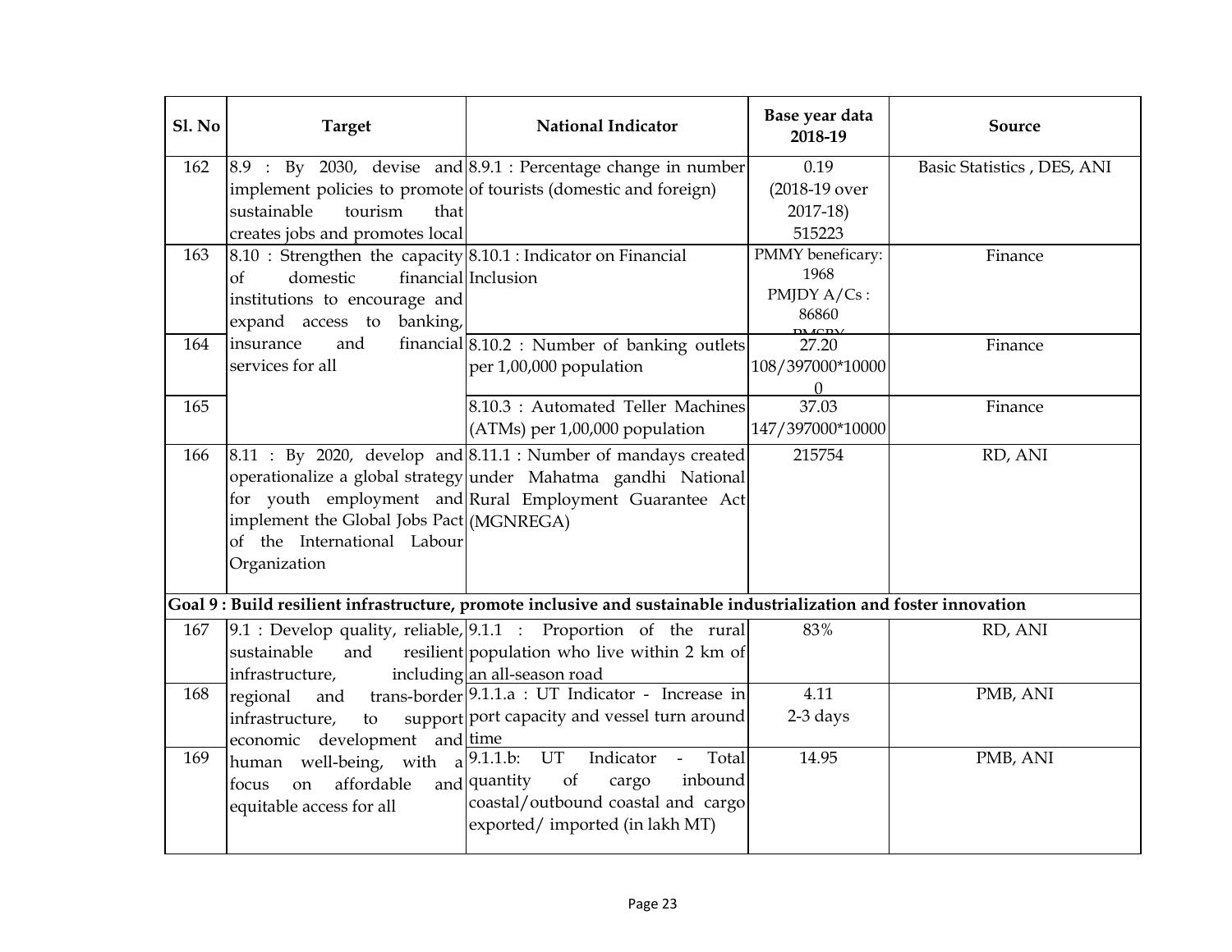| Sl. No | Target | National Indicator | Base year data 2018-19 | Source |
|---|---|---|---|---|
| 162 | 8.9 : By 2030, devise and implement policies to promote sustainable tourism that creates jobs and promotes local | 8.9.1 : Percentage change in number of tourists (domestic and foreign) | 0.19 (2018-19 over 2017-18) 515223 | Basic Statistics , DES, ANI |
| 163 | 8.10 : Strengthen the capacity of domestic financial institutions to encourage and expand access to banking, insurance and financial services for all | 8.10.1 : Indicator on Financial Inclusion | PMMY beneficary: 1968 PMJDY A/Cs : 86860 PMSBY | Finance |
| 164 | | 8.10.2 : Number of banking outlets per 1,00,000 population | 27.20 108/397000*100000 | Finance |
| 165 | | 8.10.3 : Automated Teller Machines (ATMs) per 1,00,000 population | 37.03 147/397000*10000 | Finance |
| 166 | 8.11 : By 2020, develop and operationalize a global strategy for youth employment and implement the Global Jobs Pact of the International Labour Organization | 8.11.1 : Number of mandays created under Mahatma gandhi National Rural Employment Guarantee Act (MGNREGA) | 215754 | RD, ANI |
| **Goal 9 : Build resilient infrastructure, promote inclusive and sustainable industrialization and foster innovation** | | | | |
| 167 | 9.1 : Develop quality, reliable, sustainable and resilient infrastructure, including regional and trans-border infrastructure, to support economic development and human well-being, with a focus on affordable and equitable access for all | 9.1.1 : Proportion of the rural population who live within 2 km of an all-season road | 83% | RD, ANI |
| 168 | | 9.1.1.a : UT Indicator - Increase in port capacity and vessel turn around time | 4.11 2-3 days | PMB, ANI |
| 169 | | 9.1.1.b: UT Indicator - Total quantity of cargo inbound coastal/outbound coastal and cargo exported/ imported (in lakh MT) | 14.95 | PMB, ANI |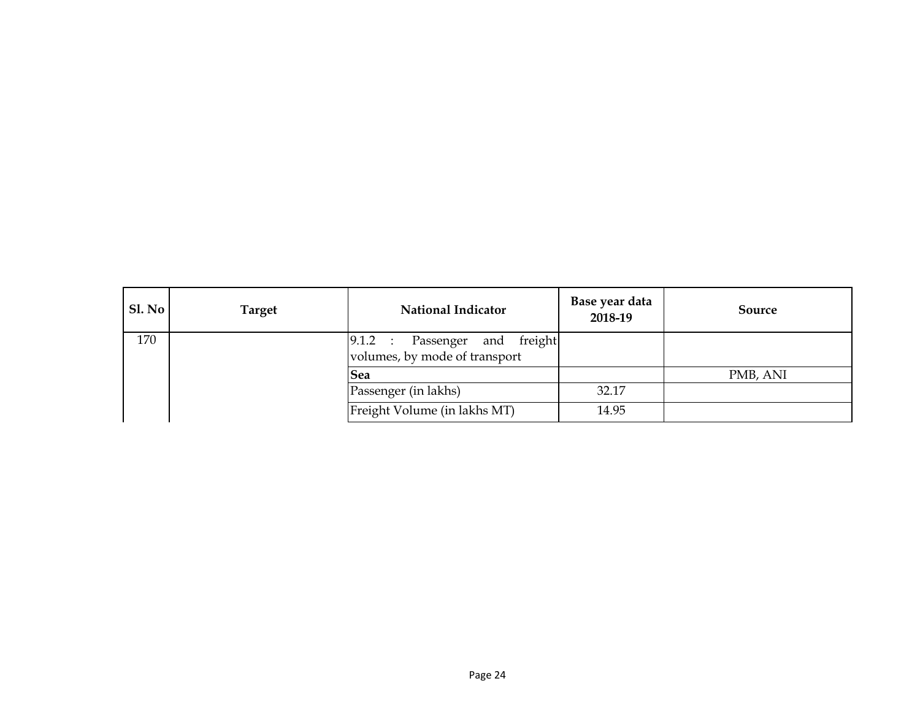| Sl. No | Target | National Indicator | Base year data 2018-19 | Source |
|---|---|---|---|---|
| 170 | | 9.1.2 : Passenger and freight volumes, by mode of transport | | |
| | | **Sea** | | PMB, ANI |
| | | Passenger (in lakhs) | 32.17 | |
| | | Freight Volume (in lakhs MT) | 14.95 | |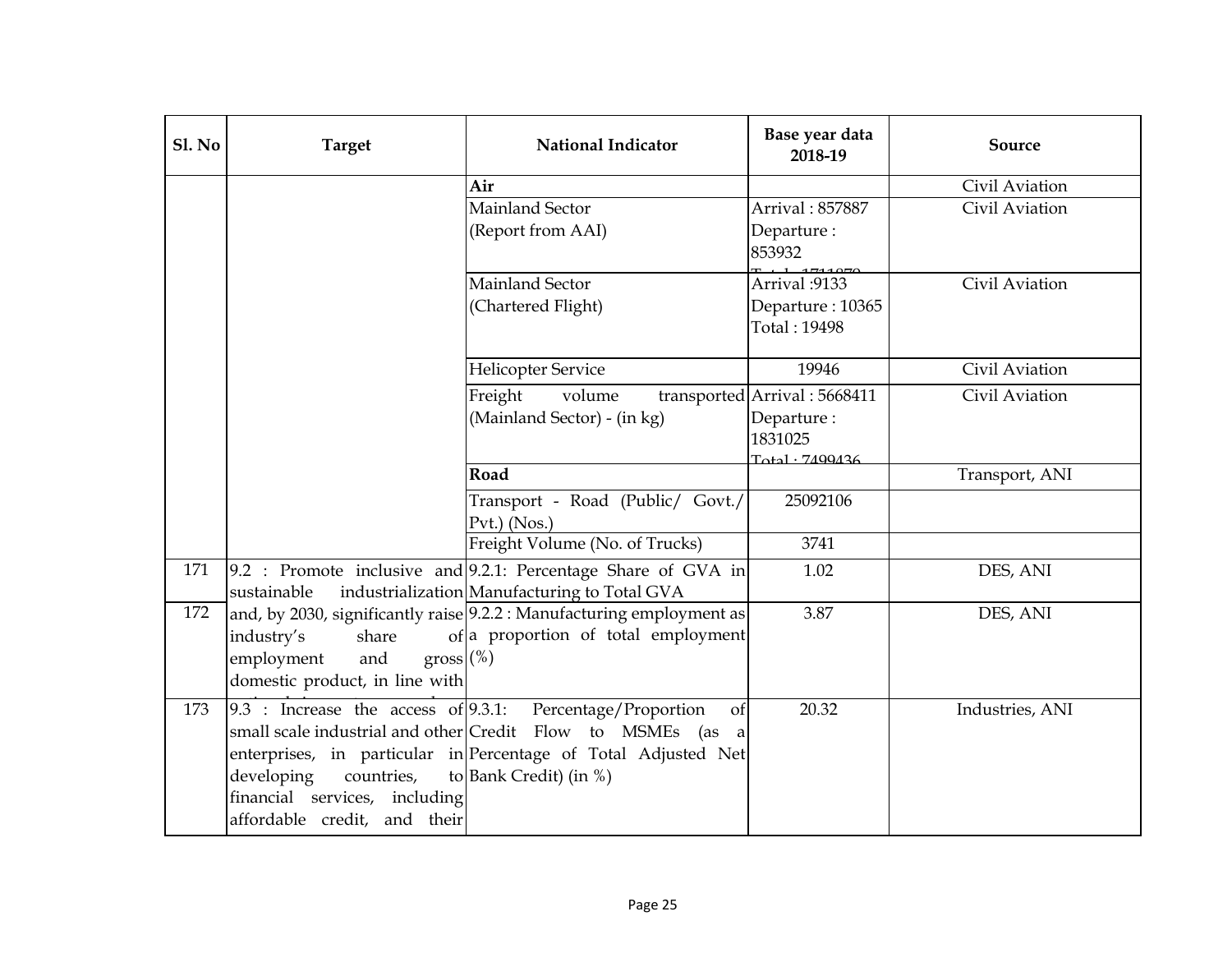| Sl. No | Target | National Indicator | Base year data 2018-19 | Source |
|---|---|---|---|---|
| | | **Air** | | Civil Aviation |
| | | Mainland Sector (Report from AAI) | Arrival : 857887 Departure : 853932 Total : 1711819 | Civil Aviation |
| | | Mainland Sector (Chartered Flight) | Arrival :9133 Departure : 10365 Total : 19498 | Civil Aviation |
| | | Helicopter Service | 19946 | Civil Aviation |
| | | Freight volume transported (Mainland Sector) - (in kg) | Arrival : 5668411 Departure : 1831025 Total : 7499436 | Civil Aviation |
| | | **Road** | | Transport, ANI |
| | | Transport - Road (Public/ Govt./ Pvt.) (Nos.) | 25092106 | |
| | | Freight Volume (No. of Trucks) | 3741 | |
| 171 | 9.2 : Promote inclusive and sustainable industrialization and, by 2030, significantly raise industry's share of employment and gross domestic product, in line with national circumstances, and | 9.2.1: Percentage Share of GVA in Manufacturing to Total GVA | 1.02 | DES, ANI |
| 172 | | 9.2.2 : Manufacturing employment as a proportion of total employment (%) | 3.87 | DES, ANI |
| 173 | 9.3 : Increase the access of small scale industrial and other enterprises, in particular in developing countries, to financial services, including affordable credit, and their | 9.3.1: Percentage/Proportion of Credit Flow to MSMEs (as a Percentage of Total Adjusted Net Bank Credit) (in %) | 20.32 | Industries, ANI |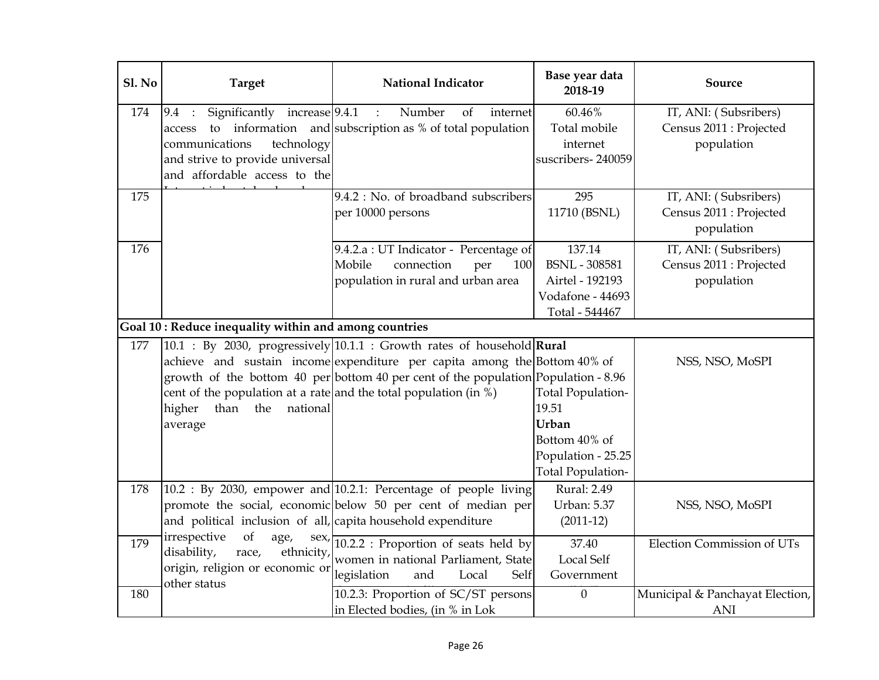| Sl. No | Target | National Indicator | Base year data 2018-19 | Source |
|---|---|---|---|---|
| 174 | 9.4 : Significantly increase access to information and communications technology and strive to provide universal and affordable access to the Internet in least developed | 9.4.1 : Number of internet subscription as % of total population | 60.46% Total mobile internet suscribers- 240059 | IT, ANI: ( Subsribers) Census 2011 : Projected population |
| 175 | | 9.4.2 : No. of broadband subscribers per 10000 persons | 295 11710 (BSNL) | IT, ANI: ( Subsribers) Census 2011 : Projected population |
| 176 | | 9.4.2.a : UT Indicator - Percentage of Mobile connection per 100 population in rural and urban area | 137.14 BSNL - 308581 Airtel - 192193 Vodafone - 44693 Total - 544467 | IT, ANI: ( Subsribers) Census 2011 : Projected population |
| **Goal 10 : Reduce inequality within and among countries** | | | | |
| 177 | 10.1 : By 2030, progressively achieve and sustain income growth of the bottom 40 per cent of the population at a rate higher than the national average | 10.1.1 : Growth rates of household expenditure per capita among the bottom 40 per cent of the population and the total population (in %) | **Rural** Bottom 40% of Population - 8.96 Total Population- 19.51 **Urban** Bottom 40% of Population - 25.25 Total Population- | NSS, NSO, MoSPI |
| 178 | 10.2 : By 2030, empower and promote the social, economic and political inclusion of all, irrespective of age, sex, disability, race, ethnicity, origin, religion or economic or other status | 10.2.1: Percentage of people living below 50 per cent of median per capita household expenditure | Rural: 2.49 Urban: 5.37 (2011-12) | NSS, NSO, MoSPI |
| 179 | | 10.2.2 : Proportion of seats held by women in national Parliament, State legislation and Local Self | 37.40 Local Self Government | Election Commission of UTs |
| 180 | | 10.2.3: Proportion of SC/ST persons in Elected bodies, (in % in Lok | 0 | Municipal & Panchayat Election, ANI |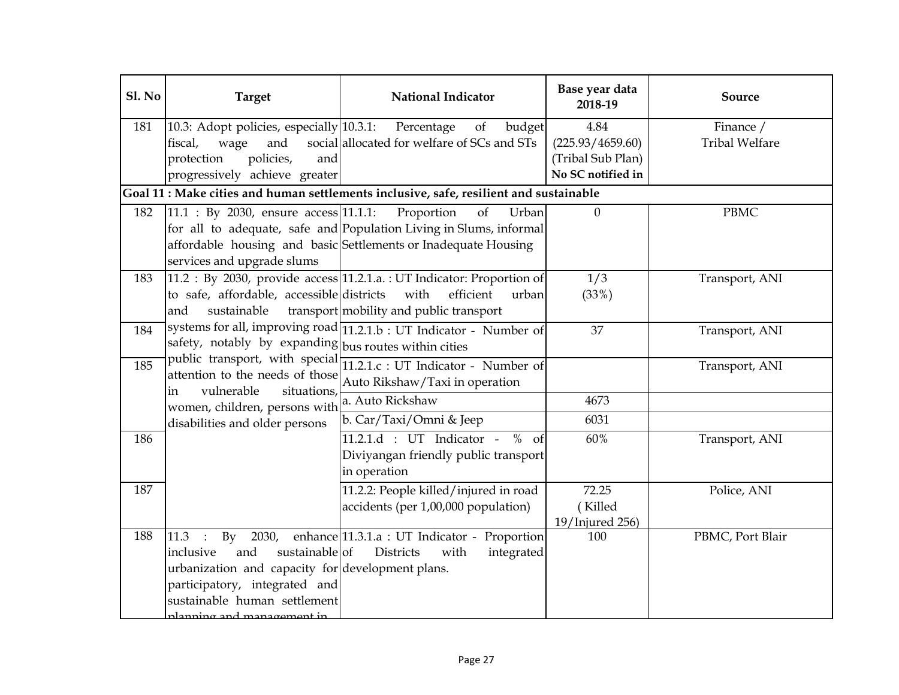| Sl. No | Target | National Indicator | Base year data 2018-19 | Source |
|---|---|---|---|---|
| 181 | 10.3: Adopt policies, especially fiscal, wage and social protection policies, and progressively achieve greater | 10.3.1: Percentage of budget allocated for welfare of SCs and STs | 4.84 (225.93/4659.60) (Tribal Sub Plan) **No SC notified in** | Finance / Tribal Welfare |
| **Goal 11 : Make cities and human settlements inclusive, safe, resilient and sustainable** | | | | |
| 182 | 11.1 : By 2030, ensure access for all to adequate, safe and affordable housing and basic services and upgrade slums | 11.1.1: Proportion of Urban Population Living in Slums, informal Settlements or Inadequate Housing | 0 | PBMC |
| 183 | 11.2 : By 2030, provide access to safe, affordable, accessible and sustainable transport systems for all, improving road safety, notably by expanding public transport, with special attention to the needs of those in vulnerable situations, women, children, persons with disabilities and older persons | 11.2.1.a. : UT Indicator: Proportion of districts with efficient urban mobility and public transport | 1/3 (33%) | Transport, ANI |
| 184 | | 11.2.1.b : UT Indicator - Number of bus routes within cities | 37 | Transport, ANI |
| 185 | | 11.2.1.c : UT Indicator - Number of Auto Rikshaw/Taxi in operation | | Transport, ANI |
| | | a. Auto Rickshaw | 4673 | |
| | | b. Car/Taxi/Omni & Jeep | 6031 | |
| 186 | | 11.2.1.d : UT Indicator - % of Diviyangan friendly public transport in operation | 60% | Transport, ANI |
| 187 | | 11.2.2: People killed/injured in road accidents (per 1,00,000 population) | 72.25 (Killed 19/Injured 256) | Police, ANI |
| 188 | 11.3 : By 2030, enhance inclusive and sustainable urbanization and capacity for participatory, integrated and sustainable human settlement planning and management in | 11.3.1.a : UT Indicator - Proportion of Districts with integrated development plans. | 100 | PBMC, Port Blair |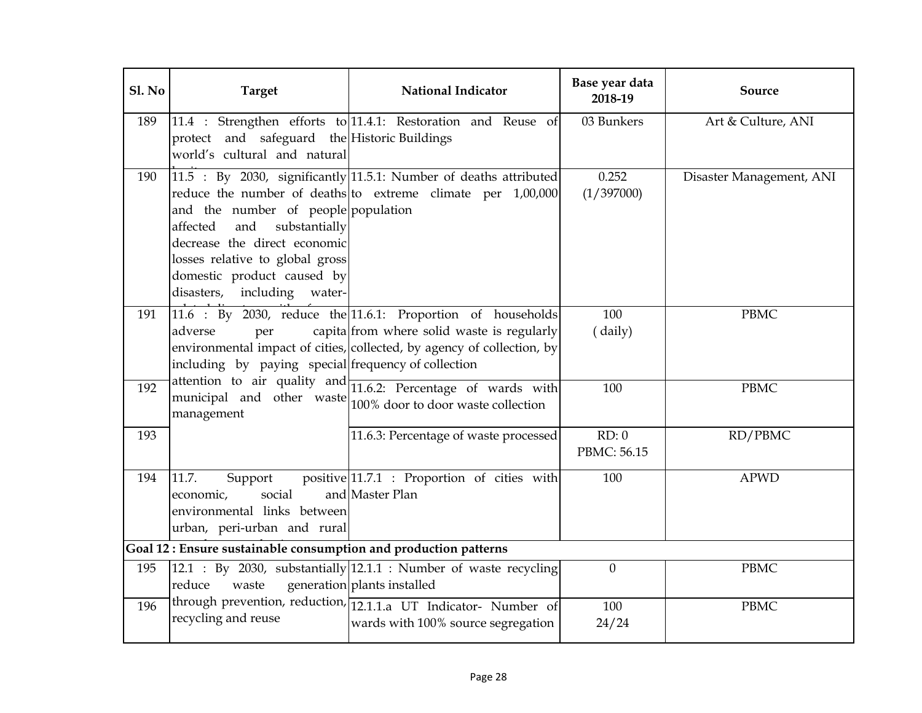| Sl. No | Target | National Indicator | Base year data 2018-19 | Source |
|---|---|---|---|---|
| 189 | 11.4 : Strengthen efforts to protect and safeguard the world's cultural and natural heritage | 11.4.1: Restoration and Reuse of Historic Buildings | 03 Bunkers | Art & Culture, ANI |
| 190 | 11.5 : By 2030, significantly reduce the number of deaths and the number of people affected and substantially decrease the direct economic losses relative to global gross domestic product caused by disasters, including water-related disasters, with a focus | 11.5.1: Number of deaths attributed to extreme climate per 1,00,000 population | 0.252 (1/397000) | Disaster Management, ANI |
| 191 | 11.6 : By 2030, reduce the adverse per capita environmental impact of cities, including by paying special attention to air quality and municipal and other waste management | 11.6.1: Proportion of households from where solid waste is regularly collected, by agency of collection, by frequency of collection | 100 (daily) | PBMC |
| 192 | | 11.6.2: Percentage of wards with 100% door to door waste collection | 100 | PBMC |
| 193 | | 11.6.3: Percentage of waste processed | RD: 0 PBMC: 56.15 | RD/PBMC |
| 194 | 11.7. Support positive economic, social and environmental links between urban, peri-urban and rural areas by strengthening | 11.7.1 : Proportion of cities with Master Plan | 100 | APWD |
| **Goal 12 : Ensure sustainable consumption and production patterns** | | | | |
| 195 | 12.1 : By 2030, substantially reduce waste generation through prevention, reduction, recycling and reuse | 12.1.1 : Number of waste recycling plants installed | 0 | PBMC |
| 196 | | 12.1.1.a UT Indicator- Number of wards with 100% source segregation | 100 24/24 | PBMC |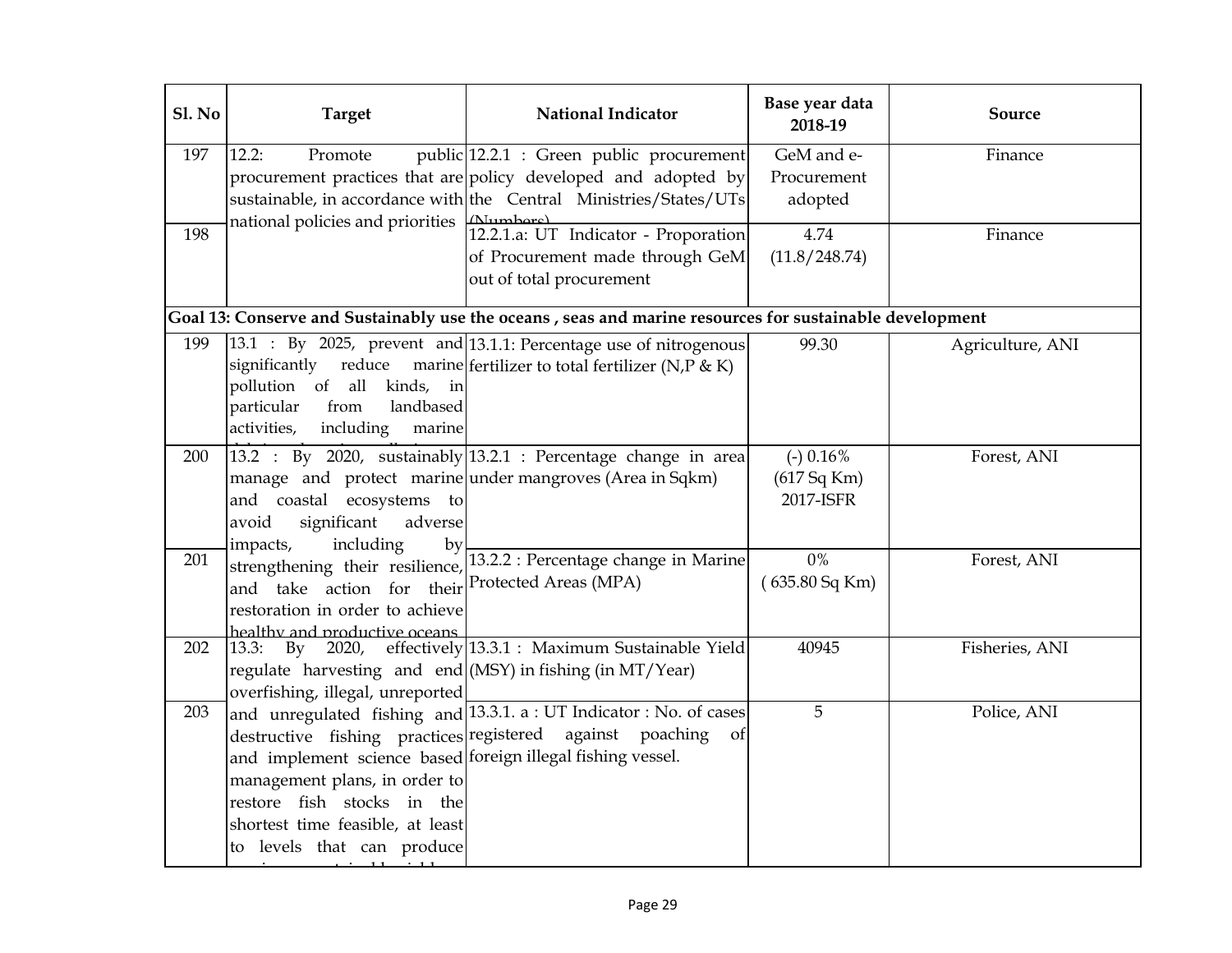| Sl. No | Target | National Indicator | Base year data 2018-19 | Source |
|---|---|---|---|---|
| 197 | 12.2: Promote public procurement practices that are sustainable, in accordance with national policies and priorities | 12.2.1 : Green public procurement policy developed and adopted by the Central Ministries/States/UTs (Numbers) | GeM and e-Procurement adopted | Finance |
| 198 | | 12.2.1.a: UT Indicator - Proporation of Procurement made through GeM out of total procurement | 4.74 (11.8/248.74) | Finance |
| **Goal 13: Conserve and Sustainably use the oceans , seas and marine resources for sustainable development** | | | | |
| 199 | 13.1 : By 2025, prevent and significantly reduce marine pollution of all kinds, in particular from landbased activities, including marine debris and nutrient pollution | 13.1.1: Percentage use of nitrogenous fertilizer to total fertilizer (N,P & K) | 99.30 | Agriculture, ANI |
| 200 | 13.2 : By 2020, sustainably manage and protect marine and coastal ecosystems to avoid significant adverse impacts, including by strengthening their resilience, and take action for their restoration in order to achieve healthy and productive oceans | 13.2.1 : Percentage change in area under mangroves (Area in Sqkm) | (-) 0.16% (617 Sq Km) 2017-ISFR | Forest, ANI |
| 201 | | 13.2.2 : Percentage change in Marine Protected Areas (MPA) | 0% ( 635.80 Sq Km) | Forest, ANI |
| 202 | 13.3: By 2020, effectively regulate harvesting and end overfishing, illegal, unreported and unregulated fishing and destructive fishing practices and implement science based management plans, in order to restore fish stocks in the shortest time feasible, at least to levels that can produce maximum sustainable yield | 13.3.1 : Maximum Sustainable Yield (MSY) in fishing (in MT/Year) | 40945 | Fisheries, ANI |
| 203 | | 13.3.1. a : UT Indicator : No. of cases registered against poaching of foreign illegal fishing vessel. | 5 | Police, ANI |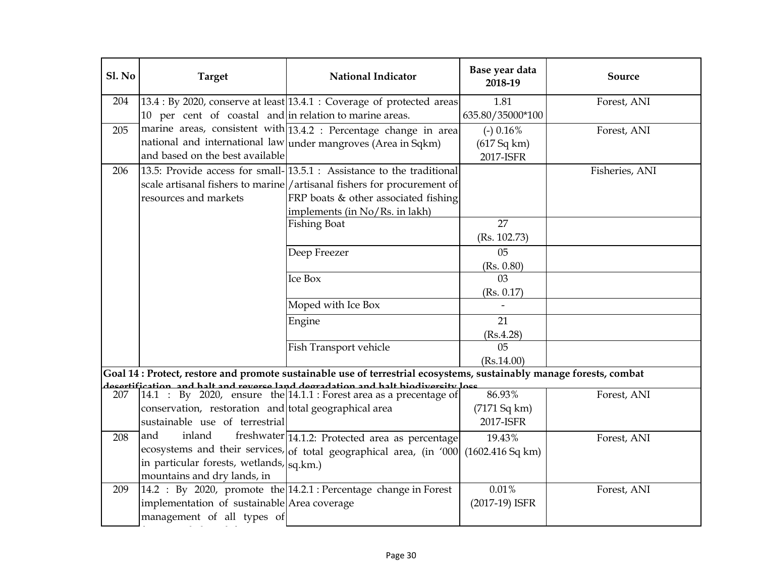| Sl. No | Target | National Indicator | Base year data 2018-19 | Source |
|---|---|---|---|---|
| 204 | 13.4 : By 2020, conserve at least 10 per cent of coastal and marine areas, consistent with national and international law and based on the best available | 13.4.1 : Coverage of protected areas in relation to marine areas. | 1.81 635.80/35000*100 | Forest, ANI |
| 205 | | 13.4.2 : Percentage change in area under mangroves (Area in Sqkm) | (-) 0.16% (617 Sq km) 2017-ISFR | Forest, ANI |
| 206 | 13.5: Provide access for small-scale artisanal fishers to marine resources and markets | 13.5.1 : Assistance to the traditional /artisanal fishers for procurement of FRP boats & other associated fishing implements (in No/Rs. in lakh) | | Fisheries, ANI |
| | | Fishing Boat | 27 (Rs. 102.73) | |
| | | Deep Freezer | 05 (Rs. 0.80) | |
| | | Ice Box | 03 (Rs. 0.17) | |
| | | Moped with Ice Box | - | |
| | | Engine | 21 (Rs.4.28) | |
| | | Fish Transport vehicle | 05 (Rs.14.00) | |
| **Goal 14 : Protect, restore and promote sustainable use of terrestrial ecosystems, sustainably manage forests, combat desertification, and halt and reverse land degradation and halt biodiversity loss** | | | | |
| 207 | 14.1 : By 2020, ensure the conservation, restoration and sustainable use of terrestrial and inland freshwater ecosystems and their services, in particular forests, wetlands, mountains and dry lands, in | 14.1.1 : Forest area as a precentage of total geographical area | 86.93% (7171 Sq km) 2017-ISFR | Forest, ANI |
| 208 | | 14.1.2: Protected area as percentage of total geographical area, (in '000 sq.km.) | 19.43% (1602.416 Sq km) | Forest, ANI |
| 209 | 14.2 : By 2020, promote the implementation of sustainable management of all types of | 14.2.1 : Percentage change in Forest Area coverage | 0.01% (2017-19) ISFR | Forest, ANI |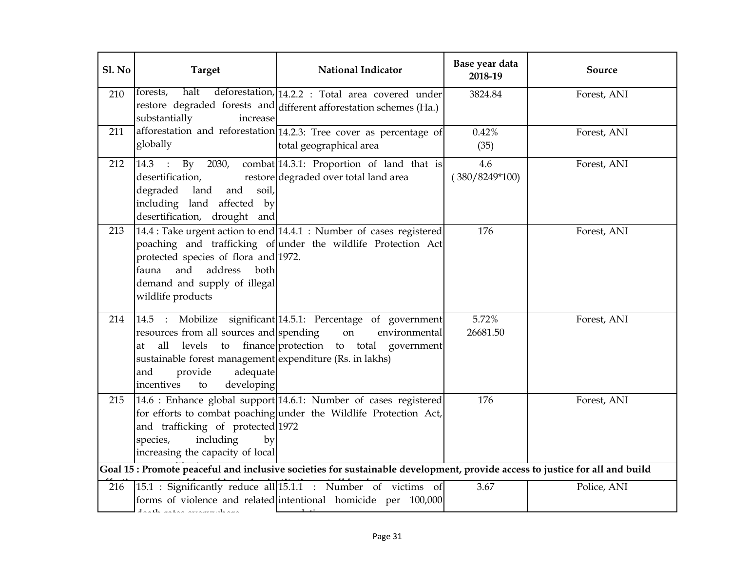| Sl. No | Target | National Indicator | Base year data 2018-19 | Source |
|---|---|---|---|---|
| 210 | forests, halt deforestation, restore degraded forests and substantially increase | 14.2.2 : Total area covered under different afforestation schemes (Ha.) | 3824.84 | Forest, ANI |
| 211 | afforestation and reforestation globally | 14.2.3: Tree cover as percentage of total geographical area | 0.42% (35) | Forest, ANI |
| 212 | 14.3 : By 2030, combat desertification, restore degraded land and soil, including land affected by desertification, drought and | 14.3.1: Proportion of land that is degraded over total land area | 4.6 ( 380/8249*100) | Forest, ANI |
| 213 | 14.4 : Take urgent action to end poaching and trafficking of protected species of flora and fauna and address both demand and supply of illegal wildlife products | 14.4.1 : Number of cases registered under the wildlife Protection Act 1972. | 176 | Forest, ANI |
| 214 | 14.5 : Mobilize significant resources from all sources and at all levels to finance sustainable forest management and provide adequate incentives to developing | 14.5.1: Percentage of government spending on environmental protection to total government expenditure (Rs. in lakhs) | 5.72% 26681.50 | Forest, ANI |
| 215 | 14.6 : Enhance global support for efforts to combat poaching and trafficking of protected species, including by increasing the capacity of local | 14.6.1: Number of cases registered under the Wildlife Protection Act, 1972 | 176 | Forest, ANI |
| **Goal 15 : Promote peaceful and inclusive societies for sustainable development, provide access to justice for all and build** | | | | |
| 216 | 15.1 : Significantly reduce all forms of violence and related | 15.1.1 : Number of victims of intentional homicide per 100,000 | 3.67 | Police, ANI |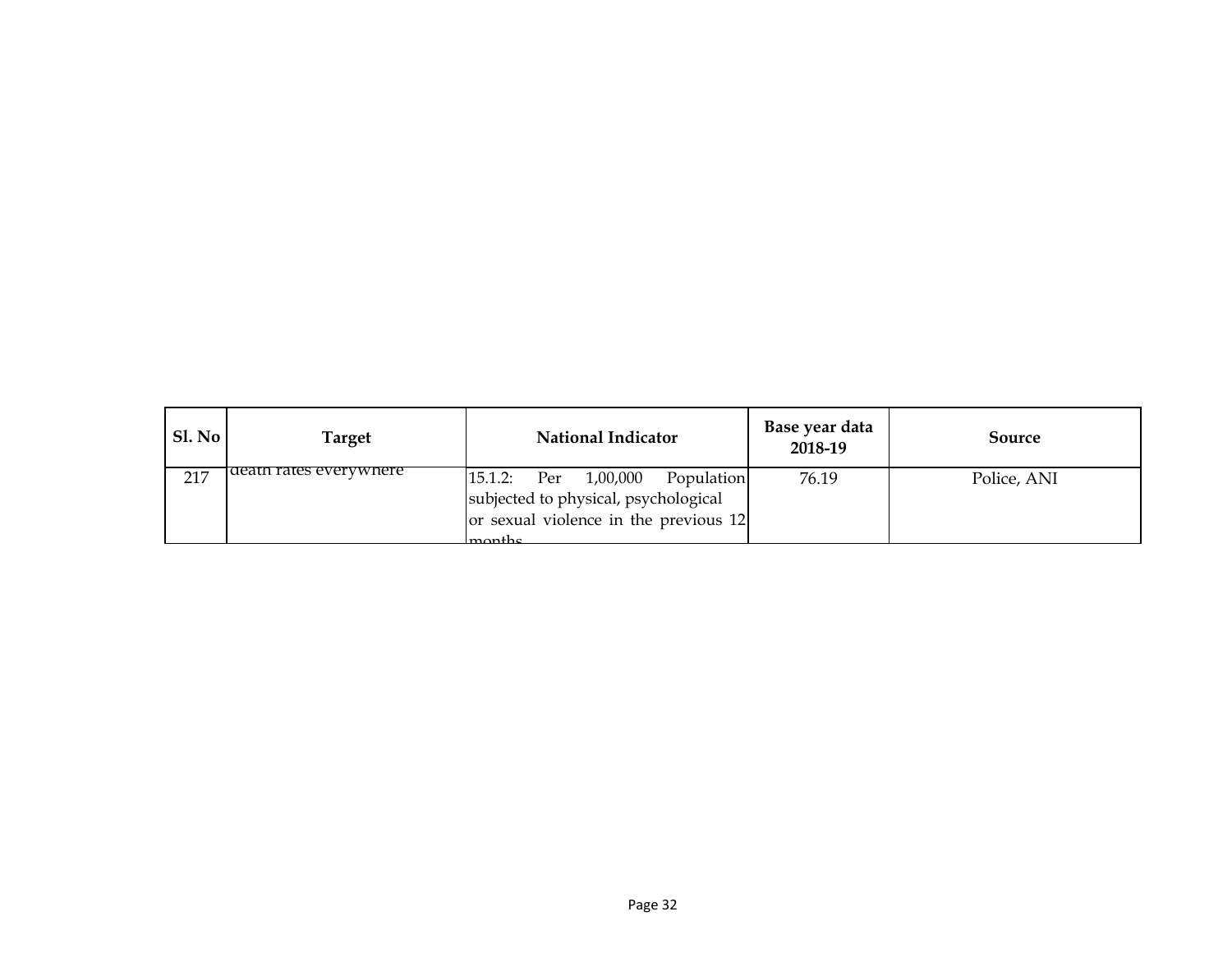| Sl. No | Target | National Indicator | Base year data 2018-19 | Source |
|---|---|---|---|---|
| 217 | death rates everywhere | 15.1.2: Per 1,00,000 Population subjected to physical, psychological or sexual violence in the previous 12 months | 76.19 | Police, ANI |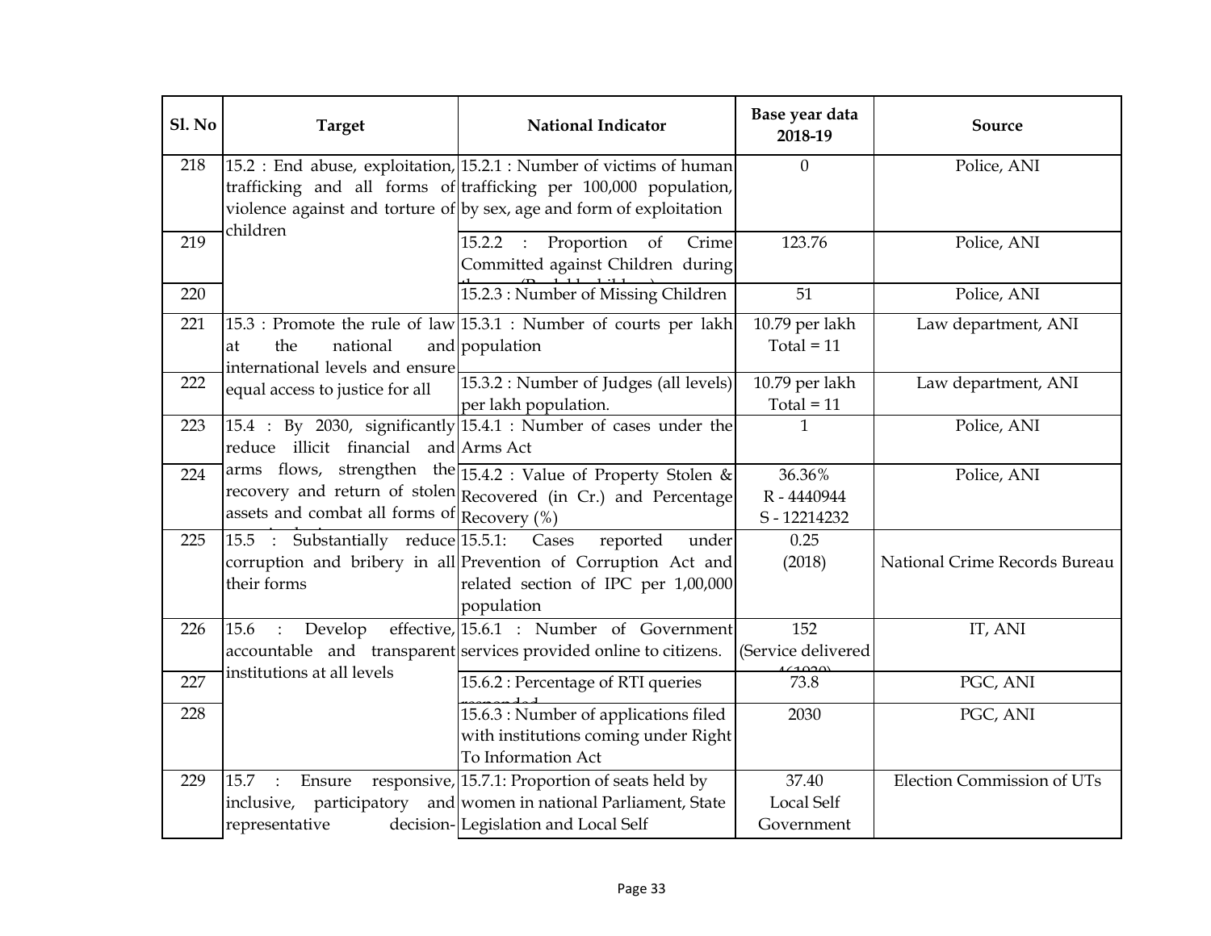| Sl. No | Target | National Indicator | Base year data 2018-19 | Source |
|---|---|---|---|---|
| 218 | 15.2 : End abuse, exploitation, trafficking and all forms of violence against and torture of children | 15.2.1 : Number of victims of human trafficking per 100,000 population, by sex, age and form of exploitation | 0 | Police, ANI |
| 219 | | 15.2.2 : Proportion of Crime Committed against Children during the year (Per lakh children) | 123.76 | Police, ANI |
| 220 | | 15.2.3 : Number of Missing Children | 51 | Police, ANI |
| 221 | 15.3 : Promote the rule of law at the national and international levels and ensure equal access to justice for all | 15.3.1 : Number of courts per lakh population | 10.79 per lakh Total = 11 | Law department, ANI |
| 222 | | 15.3.2 : Number of Judges (all levels) per lakh population. | 10.79 per lakh Total = 11 | Law department, ANI |
| 223 | 15.4 : By 2030, significantly reduce illicit financial and arms flows, strengthen the recovery and return of stolen assets and combat all forms of organized crime | 15.4.1 : Number of cases under the Arms Act | 1 | Police, ANI |
| 224 | | 15.4.2 : Value of Property Stolen & Recovered (in Cr.) and Percentage Recovery (%) | 36.36% R - 4440944 S - 12214232 | Police, ANI |
| 225 | 15.5 : Substantially reduce corruption and bribery in all their forms | 15.5.1: Cases reported under Prevention of Corruption Act and related section of IPC per 1,00,000 population | 0.25 (2018) | National Crime Records Bureau |
| 226 | 15.6 : Develop effective, accountable and transparent institutions at all levels | 15.6.1 : Number of Government services provided online to citizens. | 152 (Service delivered 461030) | IT, ANI |
| 227 | | 15.6.2 : Percentage of RTI queries responded | 73.8 | PGC, ANI |
| 228 | | 15.6.3 : Number of applications filed with institutions coming under Right To Information Act | 2030 | PGC, ANI |
| 229 | 15.7 : Ensure responsive, inclusive, participatory and representative decision- | 15.7.1: Proportion of seats held by women in national Parliament, State Legislation and Local Self | 37.40 Local Self Government | Election Commission of UTs |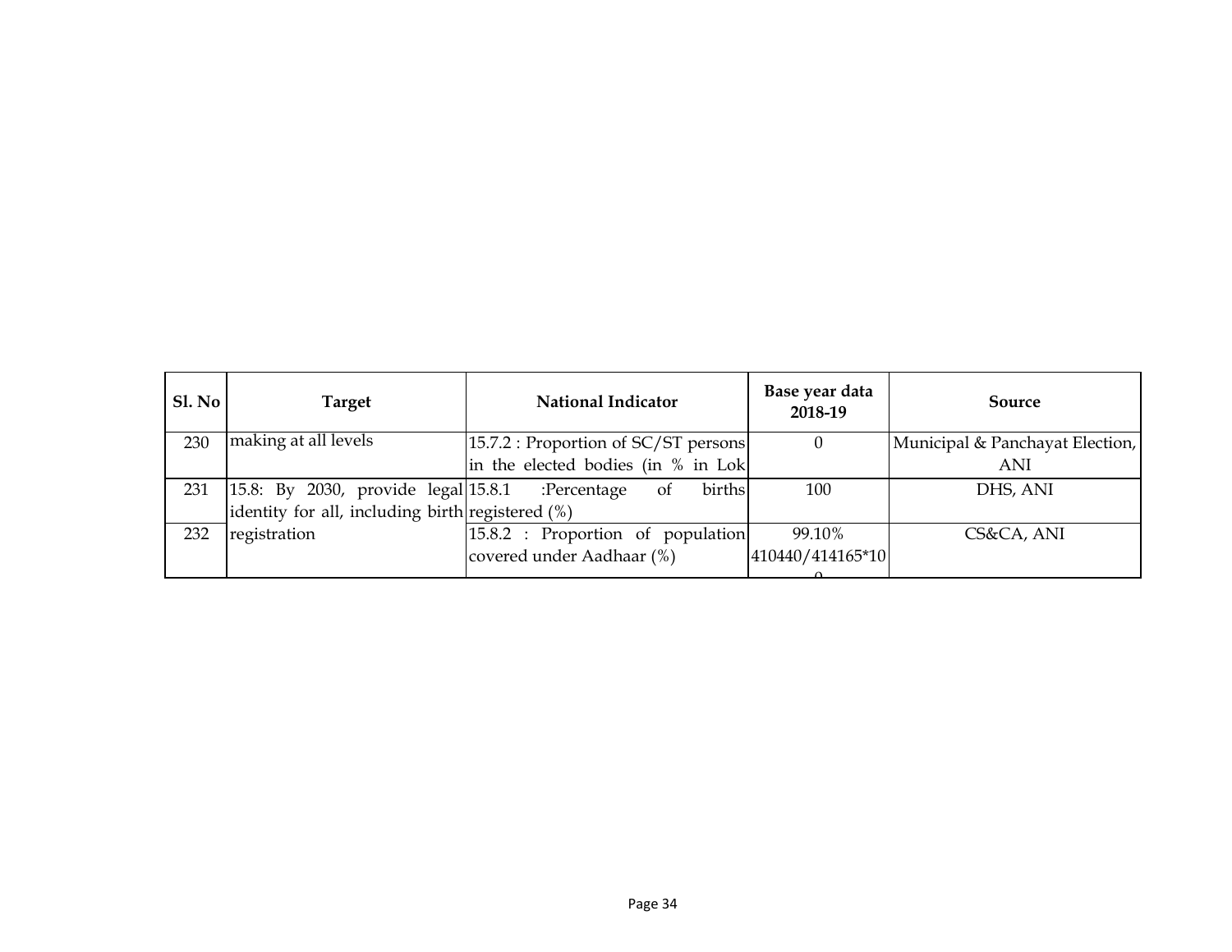| Sl. No | Target | National Indicator | Base year data 2018-19 | Source |
|---|---|---|---|---|
| 230 | making at all levels | 15.7.2 : Proportion of SC/ST persons in the elected bodies (in % in Lok | 0 | Municipal & Panchayat Election, ANI |
| 231 | 15.8: By 2030, provide legal identity for all, including birth registration | 15.8.1 :Percentage of births registered (%) | 100 | DHS, ANI |
| 232 | | 15.8.2 : Proportion of population covered under Aadhaar (%) | 99.10% 410440/414165*100 | CS&CA, ANI |